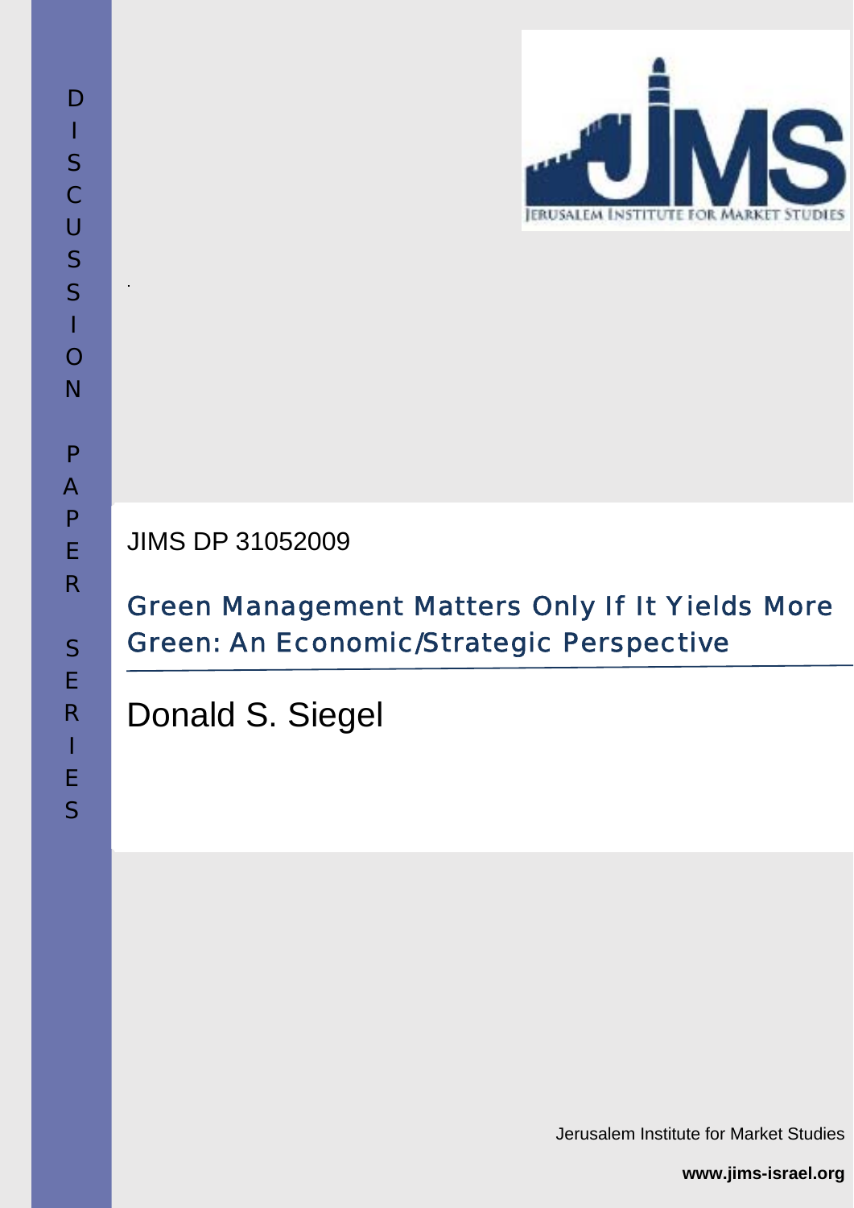DISCUSSION PAPER SERIES

JIMS DP 31052009

# Green Management Matters Only If It Yields More Green: An Economic/Strategic Perspective

Donald S. Siegel

Jerusalem Institute for Market Studies

**www.jims-israel.org**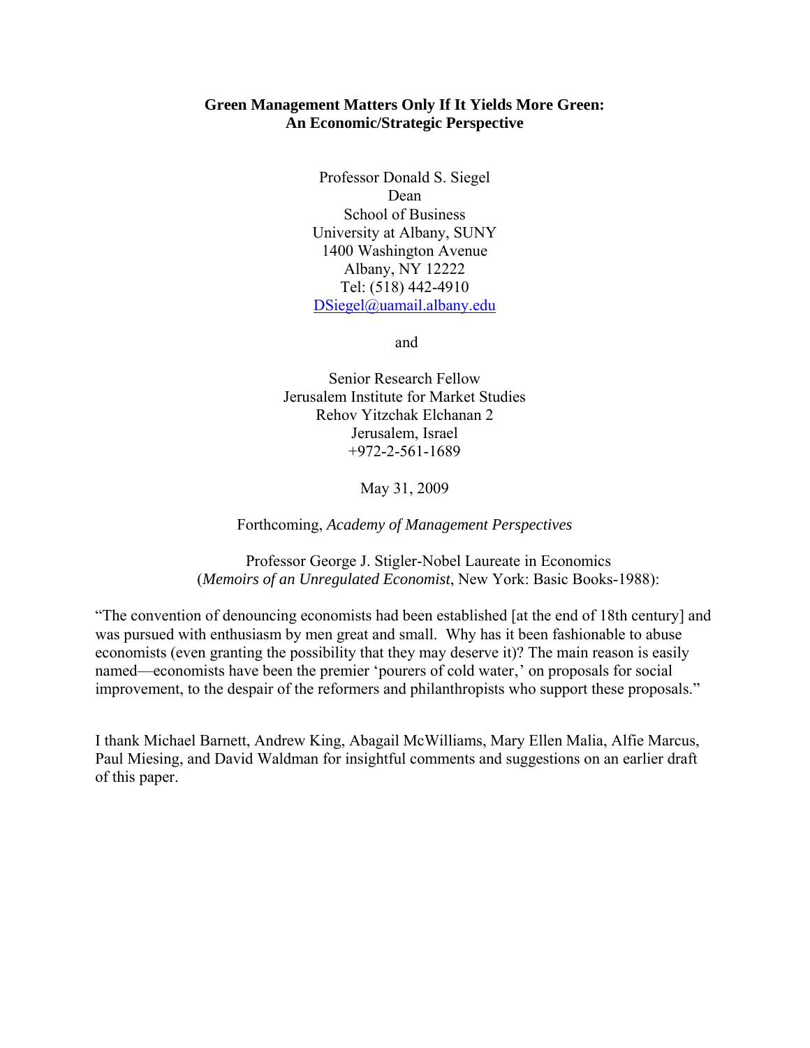**Green Management Matters Only If It Yields More Green: An Economic/Strategic Perspective**

Professor Donald S. Siegel
Dean
School of Business
University at Albany, SUNY
1400 Washington Avenue
Albany, NY 12222
Tel: (518) 442-4910
DSiegel@uamail.albany.edu

and

Senior Research Fellow
Jerusalem Institute for Market Studies
Rehov Yitzchak Elchanan 2
Jerusalem, Israel
+972-2-561-1689

May 31, 2009

Forthcoming, *Academy of Management Perspectives*

Professor George J. Stigler-Nobel Laureate in Economics
(*Memoirs of an Unregulated Economist*, New York: Basic Books-1988):

"The convention of denouncing economists had been established [at the end of 18th century] and was pursued with enthusiasm by men great and small. Why has it been fashionable to abuse economists (even granting the possibility that they may deserve it)? The main reason is easily named—economists have been the premier 'pourers of cold water,' on proposals for social improvement, to the despair of the reformers and philanthropists who support these proposals."

I thank Michael Barnett, Andrew King, Abagail McWilliams, Mary Ellen Malia, Alfie Marcus, Paul Miesing, and David Waldman for insightful comments and suggestions on an earlier draft of this paper.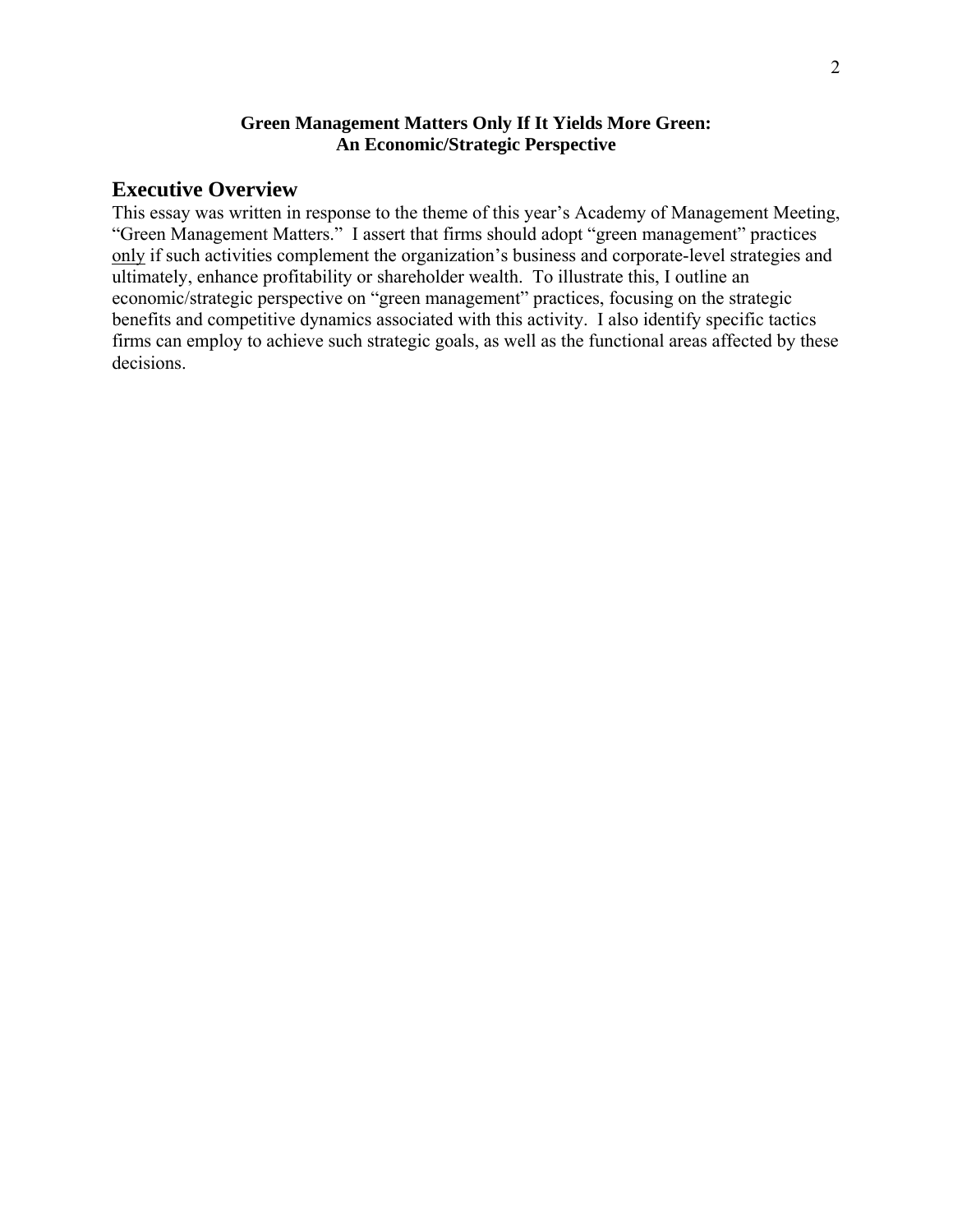**Green Management Matters Only If It Yields More Green:
An Economic/Strategic Perspective**

## Executive Overview

This essay was written in response to the theme of this year's Academy of Management Meeting, "Green Management Matters." I assert that firms should adopt "green management" practices <u>only</u> if such activities complement the organization's business and corporate-level strategies and ultimately, enhance profitability or shareholder wealth. To illustrate this, I outline an economic/strategic perspective on "green management" practices, focusing on the strategic benefits and competitive dynamics associated with this activity. I also identify specific tactics firms can employ to achieve such strategic goals, as well as the functional areas affected by these decisions.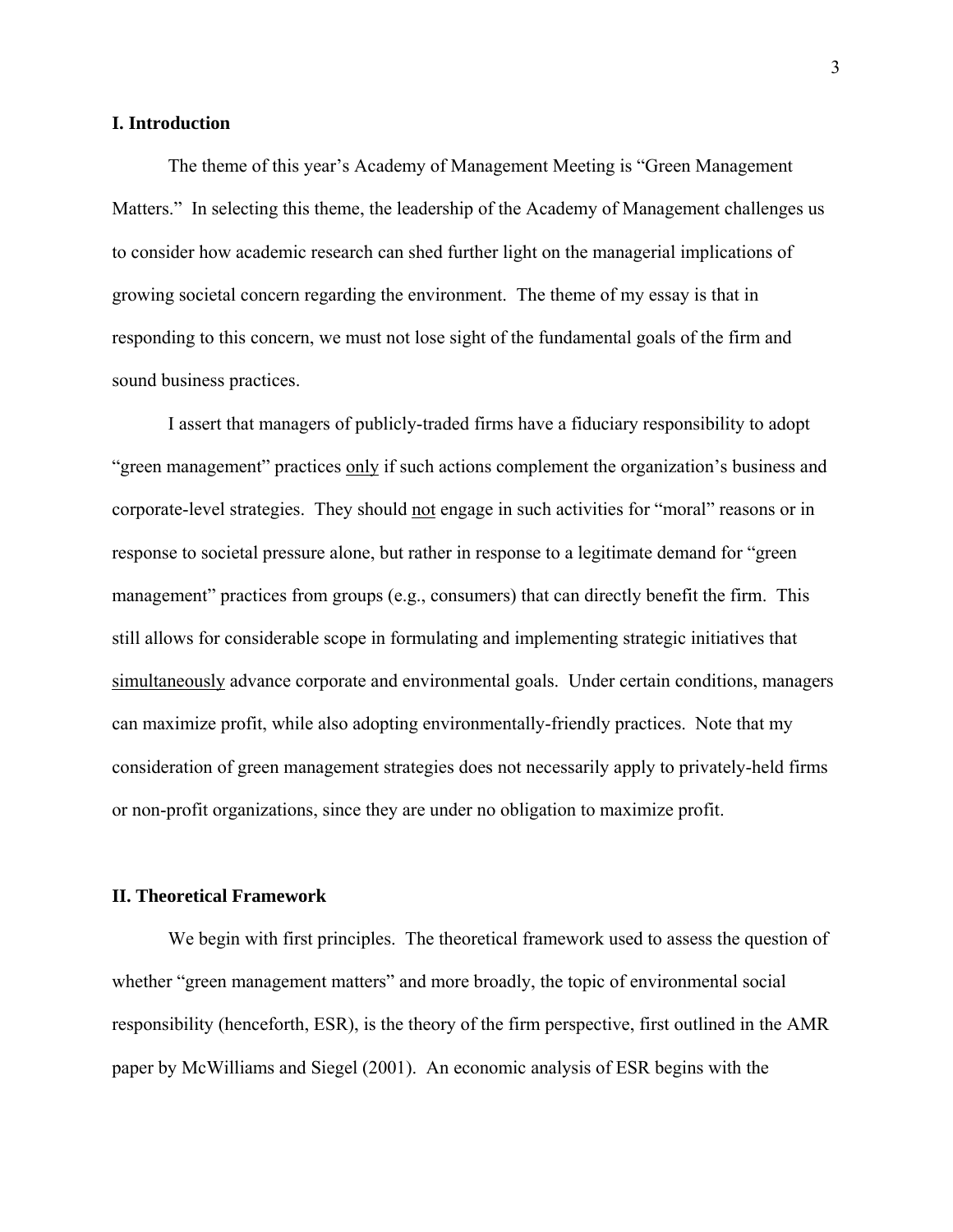## I. Introduction

The theme of this year's Academy of Management Meeting is "Green Management Matters." In selecting this theme, the leadership of the Academy of Management challenges us to consider how academic research can shed further light on the managerial implications of growing societal concern regarding the environment. The theme of my essay is that in responding to this concern, we must not lose sight of the fundamental goals of the firm and sound business practices.

I assert that managers of publicly-traded firms have a fiduciary responsibility to adopt "green management" practices <u>only</u> if such actions complement the organization's business and corporate-level strategies. They should <u>not</u> engage in such activities for "moral" reasons or in response to societal pressure alone, but rather in response to a legitimate demand for "green management" practices from groups (e.g., consumers) that can directly benefit the firm. This still allows for considerable scope in formulating and implementing strategic initiatives that <u>simultaneously</u> advance corporate and environmental goals. Under certain conditions, managers can maximize profit, while also adopting environmentally-friendly practices. Note that my consideration of green management strategies does not necessarily apply to privately-held firms or non-profit organizations, since they are under no obligation to maximize profit.

## II. Theoretical Framework

We begin with first principles. The theoretical framework used to assess the question of whether "green management matters" and more broadly, the topic of environmental social responsibility (henceforth, ESR), is the theory of the firm perspective, first outlined in the AMR paper by McWilliams and Siegel (2001). An economic analysis of ESR begins with the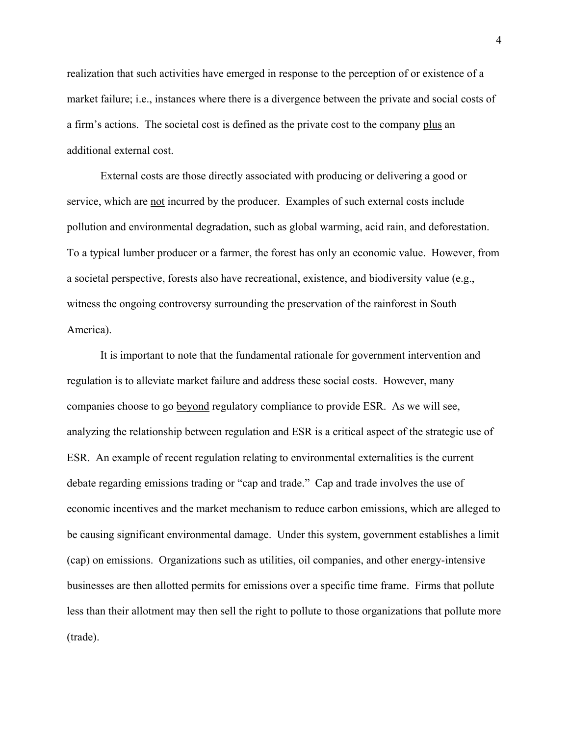realization that such activities have emerged in response to the perception of or existence of a market failure; i.e., instances where there is a divergence between the private and social costs of a firm's actions. The societal cost is defined as the private cost to the company <u>plus</u> an additional external cost.

External costs are those directly associated with producing or delivering a good or service, which are <u>not</u> incurred by the producer. Examples of such external costs include pollution and environmental degradation, such as global warming, acid rain, and deforestation. To a typical lumber producer or a farmer, the forest has only an economic value. However, from a societal perspective, forests also have recreational, existence, and biodiversity value (e.g., witness the ongoing controversy surrounding the preservation of the rainforest in South America).

It is important to note that the fundamental rationale for government intervention and regulation is to alleviate market failure and address these social costs. However, many companies choose to go <u>beyond</u> regulatory compliance to provide ESR. As we will see, analyzing the relationship between regulation and ESR is a critical aspect of the strategic use of ESR. An example of recent regulation relating to environmental externalities is the current debate regarding emissions trading or "cap and trade." Cap and trade involves the use of economic incentives and the market mechanism to reduce carbon emissions, which are alleged to be causing significant environmental damage. Under this system, government establishes a limit (cap) on emissions. Organizations such as utilities, oil companies, and other energy-intensive businesses are then allotted permits for emissions over a specific time frame. Firms that pollute less than their allotment may then sell the right to pollute to those organizations that pollute more (trade).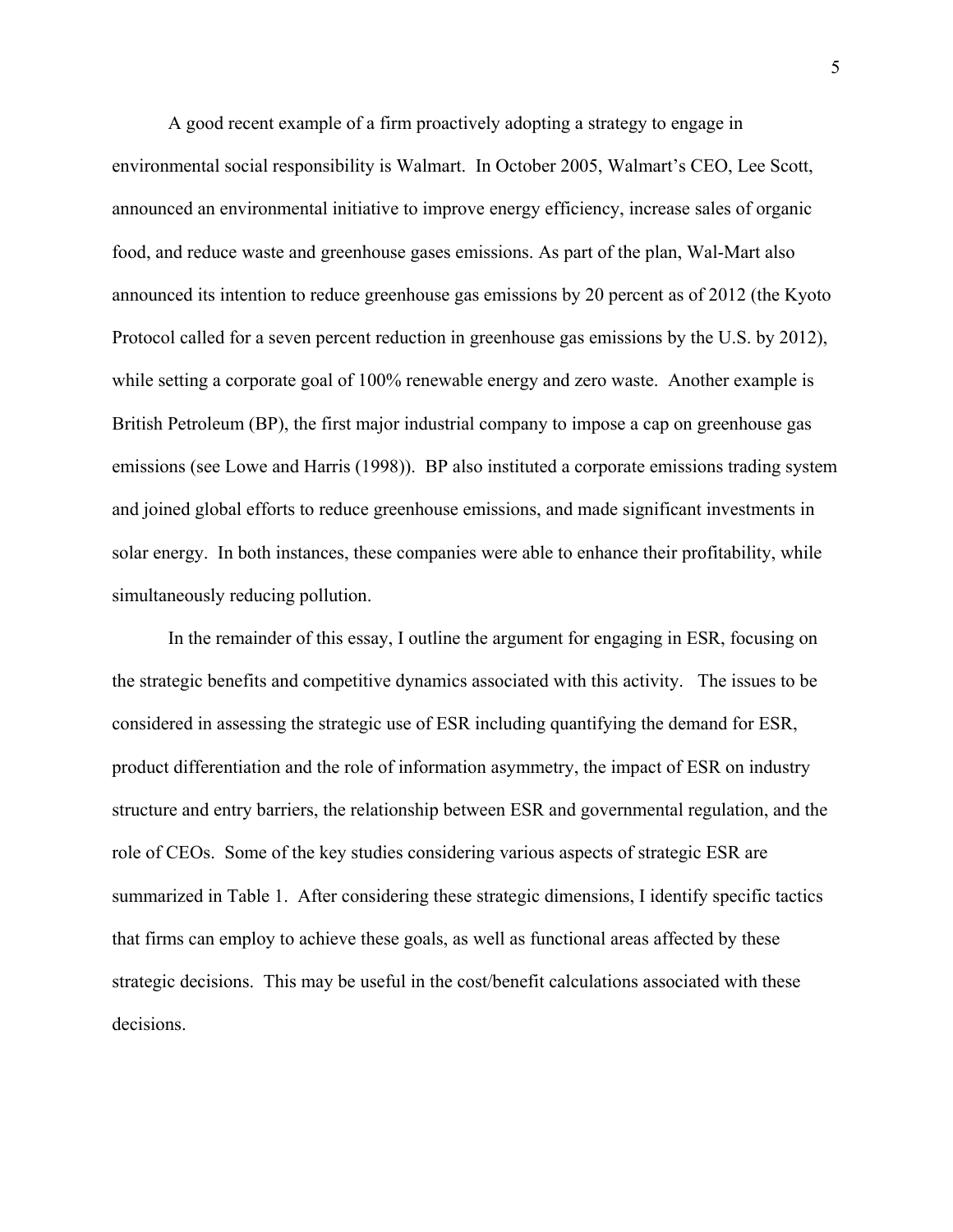A good recent example of a firm proactively adopting a strategy to engage in environmental social responsibility is Walmart. In October 2005, Walmart's CEO, Lee Scott, announced an environmental initiative to improve energy efficiency, increase sales of organic food, and reduce waste and greenhouse gases emissions. As part of the plan, Wal-Mart also announced its intention to reduce greenhouse gas emissions by 20 percent as of 2012 (the Kyoto Protocol called for a seven percent reduction in greenhouse gas emissions by the U.S. by 2012), while setting a corporate goal of 100% renewable energy and zero waste. Another example is British Petroleum (BP), the first major industrial company to impose a cap on greenhouse gas emissions (see Lowe and Harris (1998)). BP also instituted a corporate emissions trading system and joined global efforts to reduce greenhouse emissions, and made significant investments in solar energy. In both instances, these companies were able to enhance their profitability, while simultaneously reducing pollution.

In the remainder of this essay, I outline the argument for engaging in ESR, focusing on the strategic benefits and competitive dynamics associated with this activity. The issues to be considered in assessing the strategic use of ESR including quantifying the demand for ESR, product differentiation and the role of information asymmetry, the impact of ESR on industry structure and entry barriers, the relationship between ESR and governmental regulation, and the role of CEOs. Some of the key studies considering various aspects of strategic ESR are summarized in Table 1. After considering these strategic dimensions, I identify specific tactics that firms can employ to achieve these goals, as well as functional areas affected by these strategic decisions. This may be useful in the cost/benefit calculations associated with these decisions.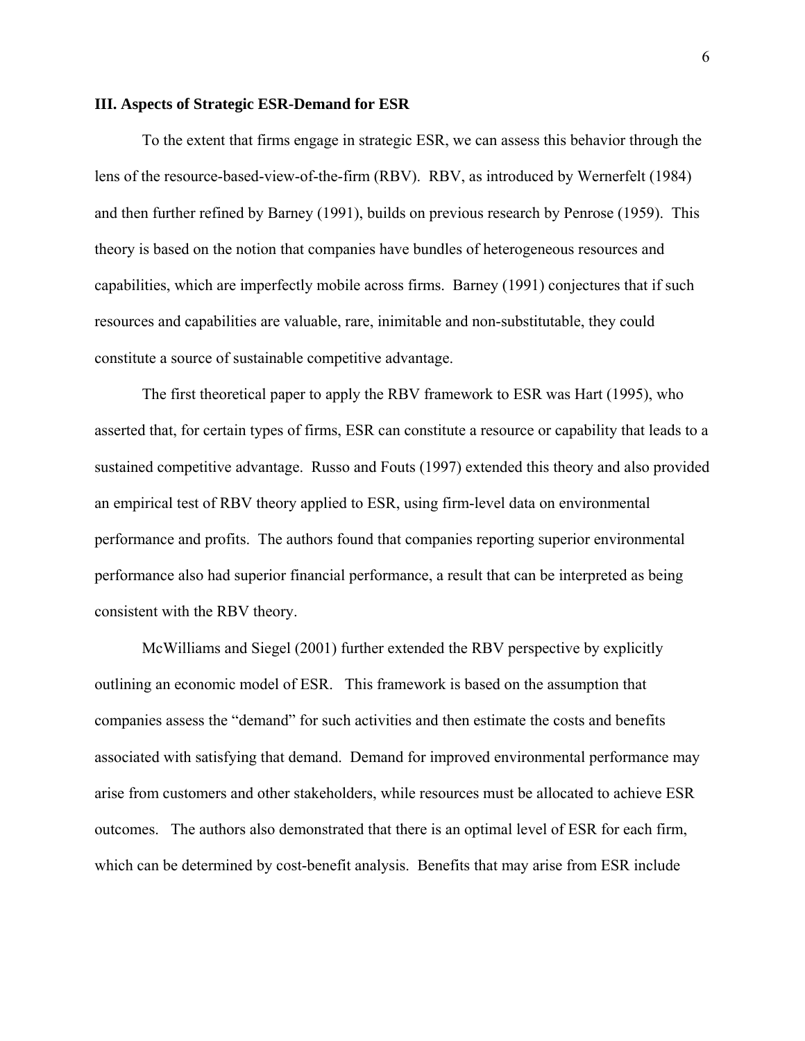### III. Aspects of Strategic ESR-Demand for ESR

To the extent that firms engage in strategic ESR, we can assess this behavior through the lens of the resource-based-view-of-the-firm (RBV). RBV, as introduced by Wernerfelt (1984) and then further refined by Barney (1991), builds on previous research by Penrose (1959). This theory is based on the notion that companies have bundles of heterogeneous resources and capabilities, which are imperfectly mobile across firms. Barney (1991) conjectures that if such resources and capabilities are valuable, rare, inimitable and non-substitutable, they could constitute a source of sustainable competitive advantage.

The first theoretical paper to apply the RBV framework to ESR was Hart (1995), who asserted that, for certain types of firms, ESR can constitute a resource or capability that leads to a sustained competitive advantage. Russo and Fouts (1997) extended this theory and also provided an empirical test of RBV theory applied to ESR, using firm-level data on environmental performance and profits. The authors found that companies reporting superior environmental performance also had superior financial performance, a result that can be interpreted as being consistent with the RBV theory.

McWilliams and Siegel (2001) further extended the RBV perspective by explicitly outlining an economic model of ESR. This framework is based on the assumption that companies assess the "demand" for such activities and then estimate the costs and benefits associated with satisfying that demand. Demand for improved environmental performance may arise from customers and other stakeholders, while resources must be allocated to achieve ESR outcomes. The authors also demonstrated that there is an optimal level of ESR for each firm, which can be determined by cost-benefit analysis. Benefits that may arise from ESR include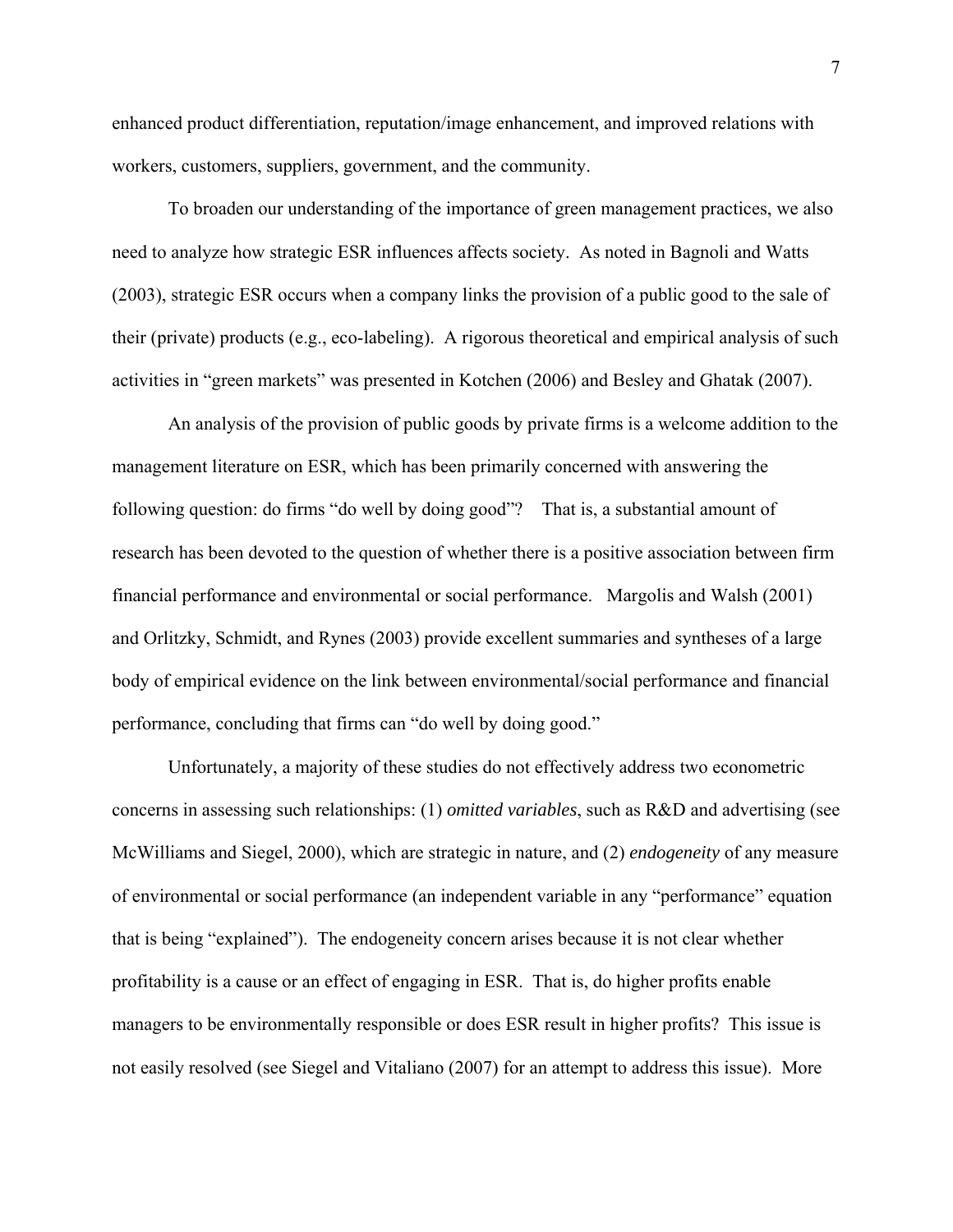enhanced product differentiation, reputation/image enhancement, and improved relations with workers, customers, suppliers, government, and the community.

To broaden our understanding of the importance of green management practices, we also need to analyze how strategic ESR influences affects society. As noted in Bagnoli and Watts (2003), strategic ESR occurs when a company links the provision of a public good to the sale of their (private) products (e.g., eco-labeling). A rigorous theoretical and empirical analysis of such activities in "green markets" was presented in Kotchen (2006) and Besley and Ghatak (2007).

An analysis of the provision of public goods by private firms is a welcome addition to the management literature on ESR, which has been primarily concerned with answering the following question: do firms "do well by doing good"? That is, a substantial amount of research has been devoted to the question of whether there is a positive association between firm financial performance and environmental or social performance. Margolis and Walsh (2001) and Orlitzky, Schmidt, and Rynes (2003) provide excellent summaries and syntheses of a large body of empirical evidence on the link between environmental/social performance and financial performance, concluding that firms can "do well by doing good."

Unfortunately, a majority of these studies do not effectively address two econometric concerns in assessing such relationships: (1) *omitted variables*, such as R&D and advertising (see McWilliams and Siegel, 2000), which are strategic in nature, and (2) *endogeneity* of any measure of environmental or social performance (an independent variable in any "performance" equation that is being "explained"). The endogeneity concern arises because it is not clear whether profitability is a cause or an effect of engaging in ESR. That is, do higher profits enable managers to be environmentally responsible or does ESR result in higher profits? This issue is not easily resolved (see Siegel and Vitaliano (2007) for an attempt to address this issue). More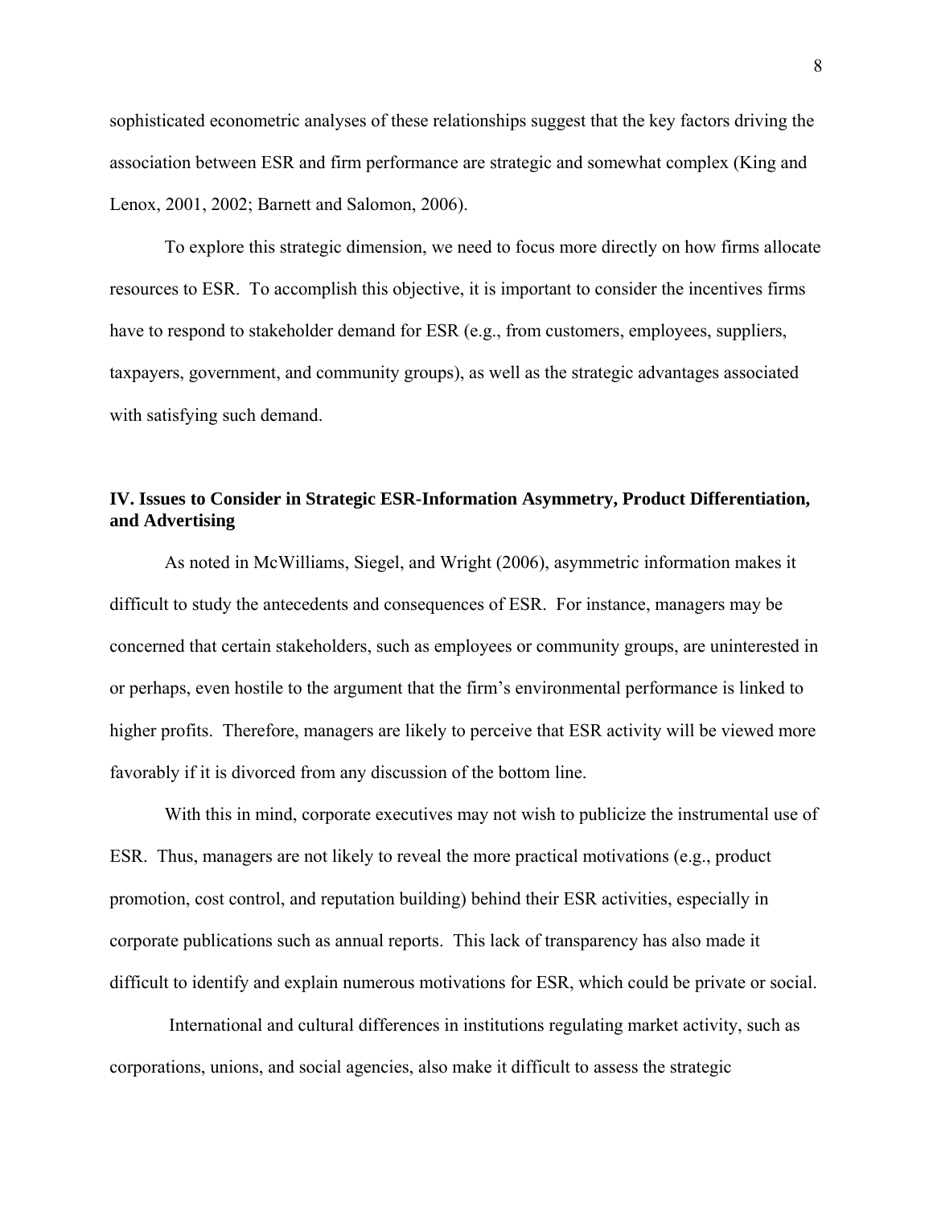sophisticated econometric analyses of these relationships suggest that the key factors driving the association between ESR and firm performance are strategic and somewhat complex (King and Lenox, 2001, 2002; Barnett and Salomon, 2006).

To explore this strategic dimension, we need to focus more directly on how firms allocate resources to ESR. To accomplish this objective, it is important to consider the incentives firms have to respond to stakeholder demand for ESR (e.g., from customers, employees, suppliers, taxpayers, government, and community groups), as well as the strategic advantages associated with satisfying such demand.

## IV. Issues to Consider in Strategic ESR-Information Asymmetry, Product Differentiation, and Advertising

As noted in McWilliams, Siegel, and Wright (2006), asymmetric information makes it difficult to study the antecedents and consequences of ESR. For instance, managers may be concerned that certain stakeholders, such as employees or community groups, are uninterested in or perhaps, even hostile to the argument that the firm's environmental performance is linked to higher profits. Therefore, managers are likely to perceive that ESR activity will be viewed more favorably if it is divorced from any discussion of the bottom line.

With this in mind, corporate executives may not wish to publicize the instrumental use of ESR. Thus, managers are not likely to reveal the more practical motivations (e.g., product promotion, cost control, and reputation building) behind their ESR activities, especially in corporate publications such as annual reports. This lack of transparency has also made it difficult to identify and explain numerous motivations for ESR, which could be private or social.

International and cultural differences in institutions regulating market activity, such as corporations, unions, and social agencies, also make it difficult to assess the strategic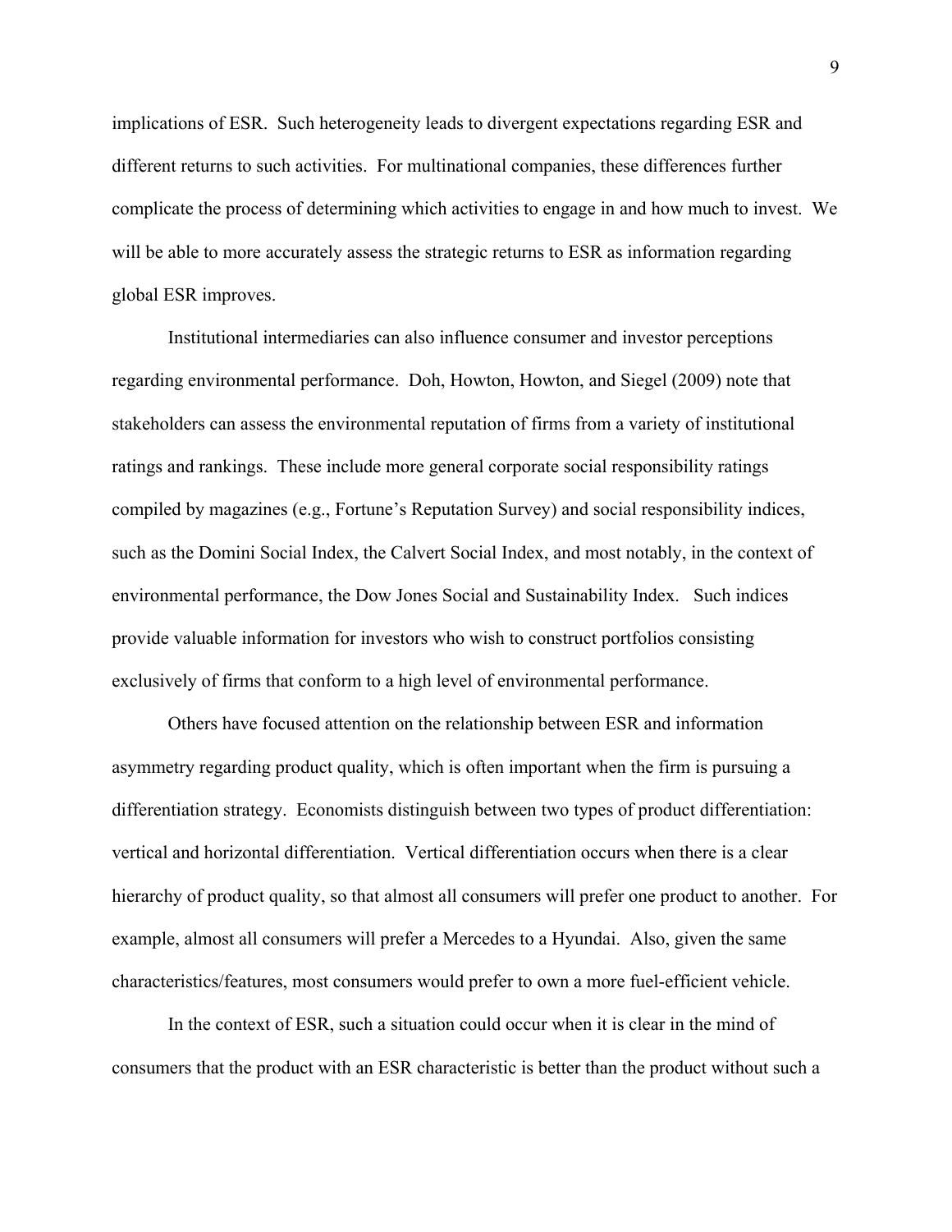implications of ESR. Such heterogeneity leads to divergent expectations regarding ESR and different returns to such activities. For multinational companies, these differences further complicate the process of determining which activities to engage in and how much to invest. We will be able to more accurately assess the strategic returns to ESR as information regarding global ESR improves.

Institutional intermediaries can also influence consumer and investor perceptions regarding environmental performance. Doh, Howton, Howton, and Siegel (2009) note that stakeholders can assess the environmental reputation of firms from a variety of institutional ratings and rankings. These include more general corporate social responsibility ratings compiled by magazines (e.g., Fortune's Reputation Survey) and social responsibility indices, such as the Domini Social Index, the Calvert Social Index, and most notably, in the context of environmental performance, the Dow Jones Social and Sustainability Index. Such indices provide valuable information for investors who wish to construct portfolios consisting exclusively of firms that conform to a high level of environmental performance.

Others have focused attention on the relationship between ESR and information asymmetry regarding product quality, which is often important when the firm is pursuing a differentiation strategy. Economists distinguish between two types of product differentiation: vertical and horizontal differentiation. Vertical differentiation occurs when there is a clear hierarchy of product quality, so that almost all consumers will prefer one product to another. For example, almost all consumers will prefer a Mercedes to a Hyundai. Also, given the same characteristics/features, most consumers would prefer to own a more fuel-efficient vehicle.

In the context of ESR, such a situation could occur when it is clear in the mind of consumers that the product with an ESR characteristic is better than the product without such a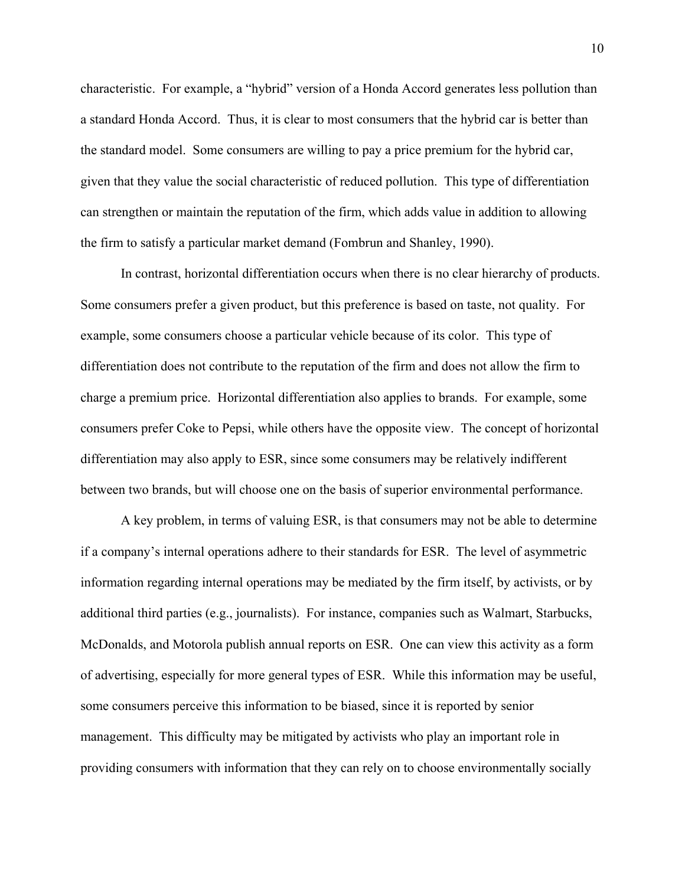characteristic. For example, a "hybrid" version of a Honda Accord generates less pollution than a standard Honda Accord. Thus, it is clear to most consumers that the hybrid car is better than the standard model. Some consumers are willing to pay a price premium for the hybrid car, given that they value the social characteristic of reduced pollution. This type of differentiation can strengthen or maintain the reputation of the firm, which adds value in addition to allowing the firm to satisfy a particular market demand (Fombrun and Shanley, 1990).

In contrast, horizontal differentiation occurs when there is no clear hierarchy of products. Some consumers prefer a given product, but this preference is based on taste, not quality. For example, some consumers choose a particular vehicle because of its color. This type of differentiation does not contribute to the reputation of the firm and does not allow the firm to charge a premium price. Horizontal differentiation also applies to brands. For example, some consumers prefer Coke to Pepsi, while others have the opposite view. The concept of horizontal differentiation may also apply to ESR, since some consumers may be relatively indifferent between two brands, but will choose one on the basis of superior environmental performance.

A key problem, in terms of valuing ESR, is that consumers may not be able to determine if a company's internal operations adhere to their standards for ESR. The level of asymmetric information regarding internal operations may be mediated by the firm itself, by activists, or by additional third parties (e.g., journalists). For instance, companies such as Walmart, Starbucks, McDonalds, and Motorola publish annual reports on ESR. One can view this activity as a form of advertising, especially for more general types of ESR. While this information may be useful, some consumers perceive this information to be biased, since it is reported by senior management. This difficulty may be mitigated by activists who play an important role in providing consumers with information that they can rely on to choose environmentally socially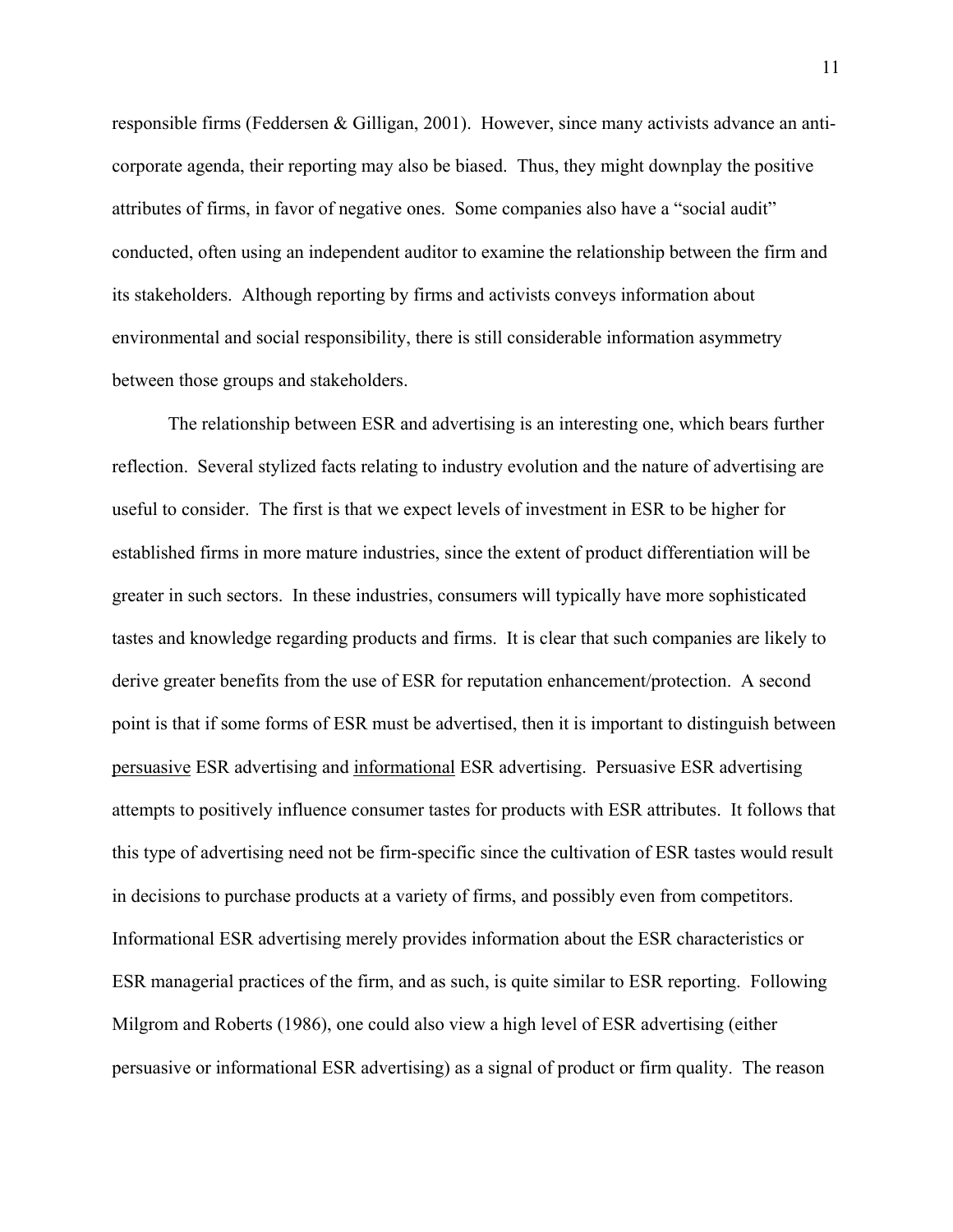responsible firms (Feddersen & Gilligan, 2001). However, since many activists advance an anti-corporate agenda, their reporting may also be biased. Thus, they might downplay the positive attributes of firms, in favor of negative ones. Some companies also have a "social audit" conducted, often using an independent auditor to examine the relationship between the firm and its stakeholders. Although reporting by firms and activists conveys information about environmental and social responsibility, there is still considerable information asymmetry between those groups and stakeholders.

The relationship between ESR and advertising is an interesting one, which bears further reflection. Several stylized facts relating to industry evolution and the nature of advertising are useful to consider. The first is that we expect levels of investment in ESR to be higher for established firms in more mature industries, since the extent of product differentiation will be greater in such sectors. In these industries, consumers will typically have more sophisticated tastes and knowledge regarding products and firms. It is clear that such companies are likely to derive greater benefits from the use of ESR for reputation enhancement/protection. A second point is that if some forms of ESR must be advertised, then it is important to distinguish between <u>persuasive</u> ESR advertising and <u>informational</u> ESR advertising. Persuasive ESR advertising attempts to positively influence consumer tastes for products with ESR attributes. It follows that this type of advertising need not be firm-specific since the cultivation of ESR tastes would result in decisions to purchase products at a variety of firms, and possibly even from competitors. Informational ESR advertising merely provides information about the ESR characteristics or ESR managerial practices of the firm, and as such, is quite similar to ESR reporting. Following Milgrom and Roberts (1986), one could also view a high level of ESR advertising (either persuasive or informational ESR advertising) as a signal of product or firm quality. The reason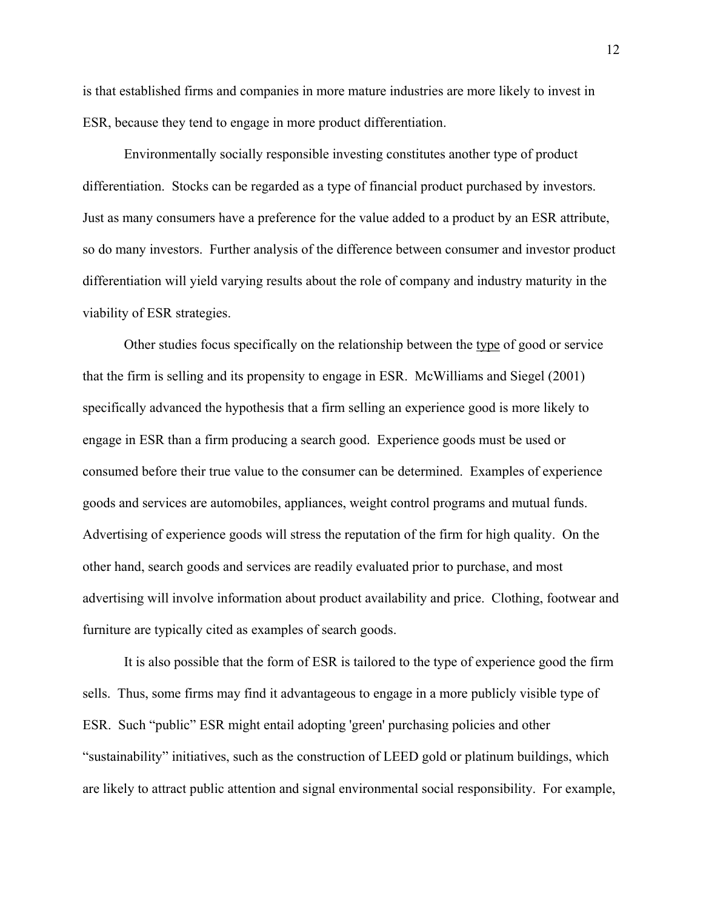is that established firms and companies in more mature industries are more likely to invest in ESR, because they tend to engage in more product differentiation.

Environmentally socially responsible investing constitutes another type of product differentiation. Stocks can be regarded as a type of financial product purchased by investors. Just as many consumers have a preference for the value added to a product by an ESR attribute, so do many investors. Further analysis of the difference between consumer and investor product differentiation will yield varying results about the role of company and industry maturity in the viability of ESR strategies.

Other studies focus specifically on the relationship between the type of good or service that the firm is selling and its propensity to engage in ESR. McWilliams and Siegel (2001) specifically advanced the hypothesis that a firm selling an experience good is more likely to engage in ESR than a firm producing a search good. Experience goods must be used or consumed before their true value to the consumer can be determined. Examples of experience goods and services are automobiles, appliances, weight control programs and mutual funds. Advertising of experience goods will stress the reputation of the firm for high quality. On the other hand, search goods and services are readily evaluated prior to purchase, and most advertising will involve information about product availability and price. Clothing, footwear and furniture are typically cited as examples of search goods.

It is also possible that the form of ESR is tailored to the type of experience good the firm sells. Thus, some firms may find it advantageous to engage in a more publicly visible type of ESR. Such "public" ESR might entail adopting 'green' purchasing policies and other "sustainability" initiatives, such as the construction of LEED gold or platinum buildings, which are likely to attract public attention and signal environmental social responsibility. For example,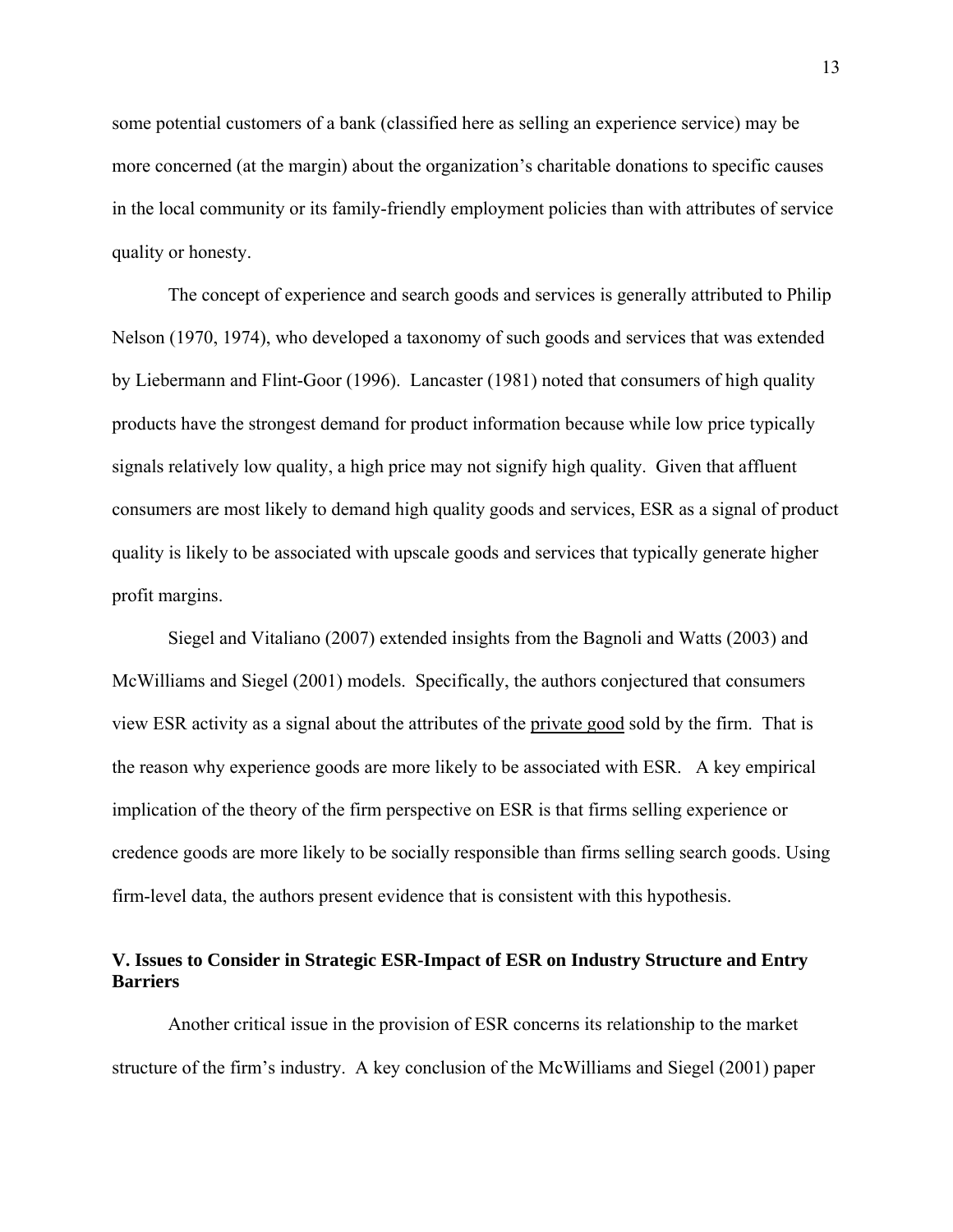some potential customers of a bank (classified here as selling an experience service) may be more concerned (at the margin) about the organization's charitable donations to specific causes in the local community or its family-friendly employment policies than with attributes of service quality or honesty.

The concept of experience and search goods and services is generally attributed to Philip Nelson (1970, 1974), who developed a taxonomy of such goods and services that was extended by Liebermann and Flint-Goor (1996). Lancaster (1981) noted that consumers of high quality products have the strongest demand for product information because while low price typically signals relatively low quality, a high price may not signify high quality. Given that affluent consumers are most likely to demand high quality goods and services, ESR as a signal of product quality is likely to be associated with upscale goods and services that typically generate higher profit margins.

Siegel and Vitaliano (2007) extended insights from the Bagnoli and Watts (2003) and McWilliams and Siegel (2001) models. Specifically, the authors conjectured that consumers view ESR activity as a signal about the attributes of the <u>private good</u> sold by the firm. That is the reason why experience goods are more likely to be associated with ESR. A key empirical implication of the theory of the firm perspective on ESR is that firms selling experience or credence goods are more likely to be socially responsible than firms selling search goods. Using firm-level data, the authors present evidence that is consistent with this hypothesis.

## V. Issues to Consider in Strategic ESR-Impact of ESR on Industry Structure and Entry Barriers

Another critical issue in the provision of ESR concerns its relationship to the market structure of the firm's industry. A key conclusion of the McWilliams and Siegel (2001) paper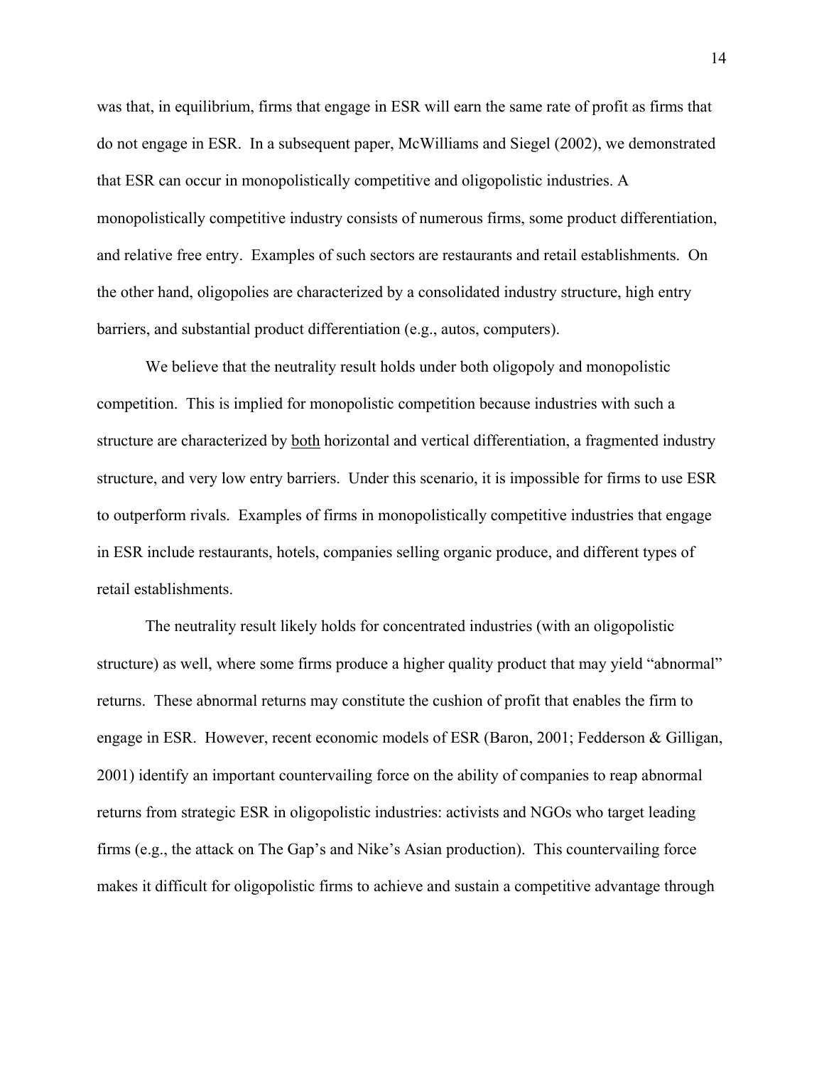was that, in equilibrium, firms that engage in ESR will earn the same rate of profit as firms that do not engage in ESR. In a subsequent paper, McWilliams and Siegel (2002), we demonstrated that ESR can occur in monopolistically competitive and oligopolistic industries. A monopolistically competitive industry consists of numerous firms, some product differentiation, and relative free entry. Examples of such sectors are restaurants and retail establishments. On the other hand, oligopolies are characterized by a consolidated industry structure, high entry barriers, and substantial product differentiation (e.g., autos, computers).

We believe that the neutrality result holds under both oligopoly and monopolistic competition. This is implied for monopolistic competition because industries with such a structure are characterized by <u>both</u> horizontal and vertical differentiation, a fragmented industry structure, and very low entry barriers. Under this scenario, it is impossible for firms to use ESR to outperform rivals. Examples of firms in monopolistically competitive industries that engage in ESR include restaurants, hotels, companies selling organic produce, and different types of retail establishments.

The neutrality result likely holds for concentrated industries (with an oligopolistic structure) as well, where some firms produce a higher quality product that may yield "abnormal" returns. These abnormal returns may constitute the cushion of profit that enables the firm to engage in ESR. However, recent economic models of ESR (Baron, 2001; Fedderson & Gilligan, 2001) identify an important countervailing force on the ability of companies to reap abnormal returns from strategic ESR in oligopolistic industries: activists and NGOs who target leading firms (e.g., the attack on The Gap's and Nike's Asian production). This countervailing force makes it difficult for oligopolistic firms to achieve and sustain a competitive advantage through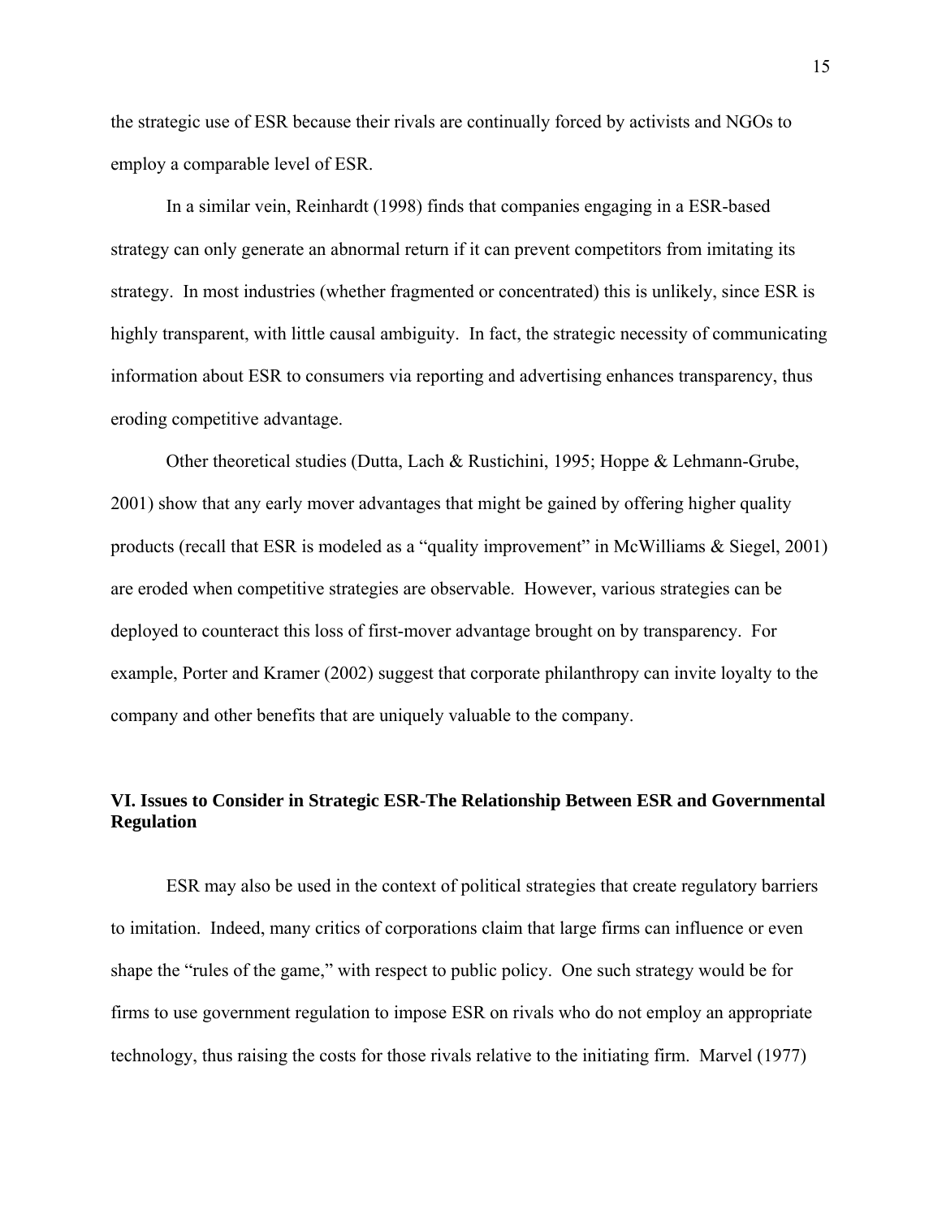the strategic use of ESR because their rivals are continually forced by activists and NGOs to employ a comparable level of ESR.

In a similar vein, Reinhardt (1998) finds that companies engaging in a ESR-based strategy can only generate an abnormal return if it can prevent competitors from imitating its strategy. In most industries (whether fragmented or concentrated) this is unlikely, since ESR is highly transparent, with little causal ambiguity. In fact, the strategic necessity of communicating information about ESR to consumers via reporting and advertising enhances transparency, thus eroding competitive advantage.

Other theoretical studies (Dutta, Lach & Rustichini, 1995; Hoppe & Lehmann-Grube, 2001) show that any early mover advantages that might be gained by offering higher quality products (recall that ESR is modeled as a "quality improvement" in McWilliams & Siegel, 2001) are eroded when competitive strategies are observable. However, various strategies can be deployed to counteract this loss of first-mover advantage brought on by transparency. For example, Porter and Kramer (2002) suggest that corporate philanthropy can invite loyalty to the company and other benefits that are uniquely valuable to the company.

## VI. Issues to Consider in Strategic ESR-The Relationship Between ESR and Governmental Regulation

ESR may also be used in the context of political strategies that create regulatory barriers to imitation. Indeed, many critics of corporations claim that large firms can influence or even shape the "rules of the game," with respect to public policy. One such strategy would be for firms to use government regulation to impose ESR on rivals who do not employ an appropriate technology, thus raising the costs for those rivals relative to the initiating firm. Marvel (1977)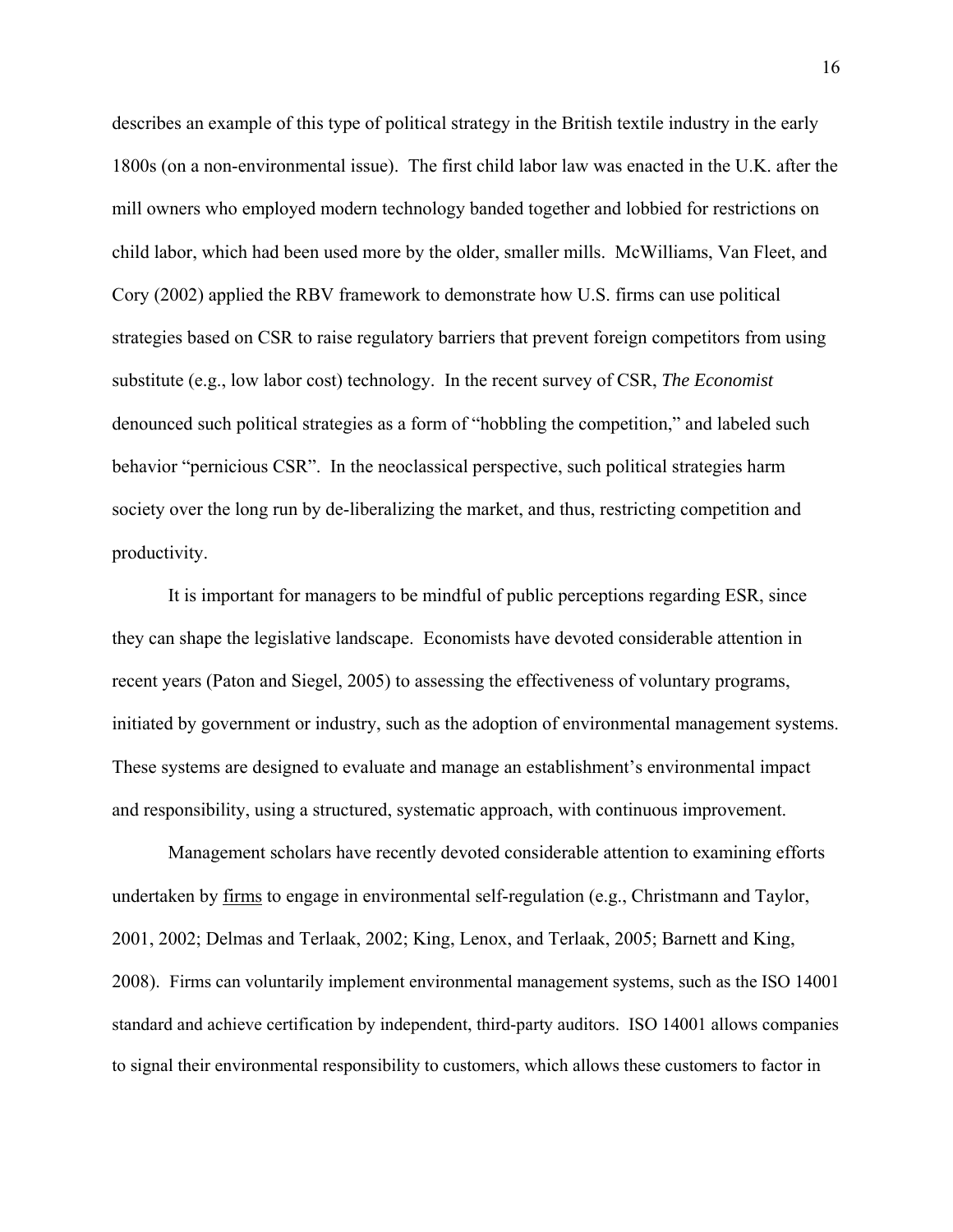describes an example of this type of political strategy in the British textile industry in the early 1800s (on a non-environmental issue). The first child labor law was enacted in the U.K. after the mill owners who employed modern technology banded together and lobbied for restrictions on child labor, which had been used more by the older, smaller mills. McWilliams, Van Fleet, and Cory (2002) applied the RBV framework to demonstrate how U.S. firms can use political strategies based on CSR to raise regulatory barriers that prevent foreign competitors from using substitute (e.g., low labor cost) technology. In the recent survey of CSR, *The Economist* denounced such political strategies as a form of "hobbling the competition," and labeled such behavior "pernicious CSR". In the neoclassical perspective, such political strategies harm society over the long run by de-liberalizing the market, and thus, restricting competition and productivity.

It is important for managers to be mindful of public perceptions regarding ESR, since they can shape the legislative landscape. Economists have devoted considerable attention in recent years (Paton and Siegel, 2005) to assessing the effectiveness of voluntary programs, initiated by government or industry, such as the adoption of environmental management systems. These systems are designed to evaluate and manage an establishment's environmental impact and responsibility, using a structured, systematic approach, with continuous improvement.

Management scholars have recently devoted considerable attention to examining efforts undertaken by <u>firms</u> to engage in environmental self-regulation (e.g., Christmann and Taylor, 2001, 2002; Delmas and Terlaak, 2002; King, Lenox, and Terlaak, 2005; Barnett and King, 2008). Firms can voluntarily implement environmental management systems, such as the ISO 14001 standard and achieve certification by independent, third-party auditors. ISO 14001 allows companies to signal their environmental responsibility to customers, which allows these customers to factor in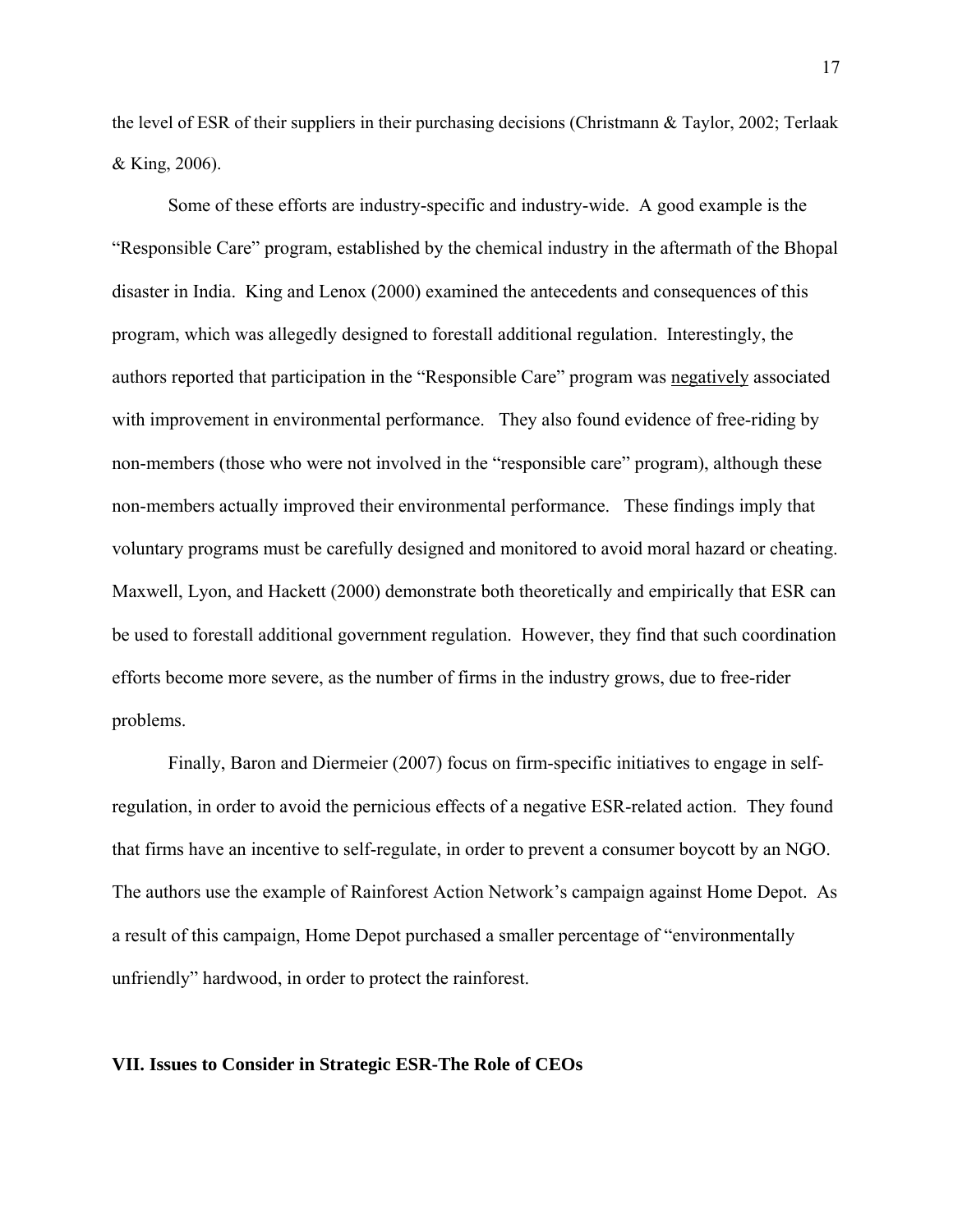the level of ESR of their suppliers in their purchasing decisions (Christmann & Taylor, 2002; Terlaak & King, 2006).

Some of these efforts are industry-specific and industry-wide. A good example is the "Responsible Care" program, established by the chemical industry in the aftermath of the Bhopal disaster in India. King and Lenox (2000) examined the antecedents and consequences of this program, which was allegedly designed to forestall additional regulation. Interestingly, the authors reported that participation in the "Responsible Care" program was <u>negatively</u> associated with improvement in environmental performance. They also found evidence of free-riding by non-members (those who were not involved in the "responsible care" program), although these non-members actually improved their environmental performance. These findings imply that voluntary programs must be carefully designed and monitored to avoid moral hazard or cheating. Maxwell, Lyon, and Hackett (2000) demonstrate both theoretically and empirically that ESR can be used to forestall additional government regulation. However, they find that such coordination efforts become more severe, as the number of firms in the industry grows, due to free-rider problems.

Finally, Baron and Diermeier (2007) focus on firm-specific initiatives to engage in self-regulation, in order to avoid the pernicious effects of a negative ESR-related action. They found that firms have an incentive to self-regulate, in order to prevent a consumer boycott by an NGO. The authors use the example of Rainforest Action Network's campaign against Home Depot. As a result of this campaign, Home Depot purchased a smaller percentage of "environmentally unfriendly" hardwood, in order to protect the rainforest.

## VII. Issues to Consider in Strategic ESR-The Role of CEOs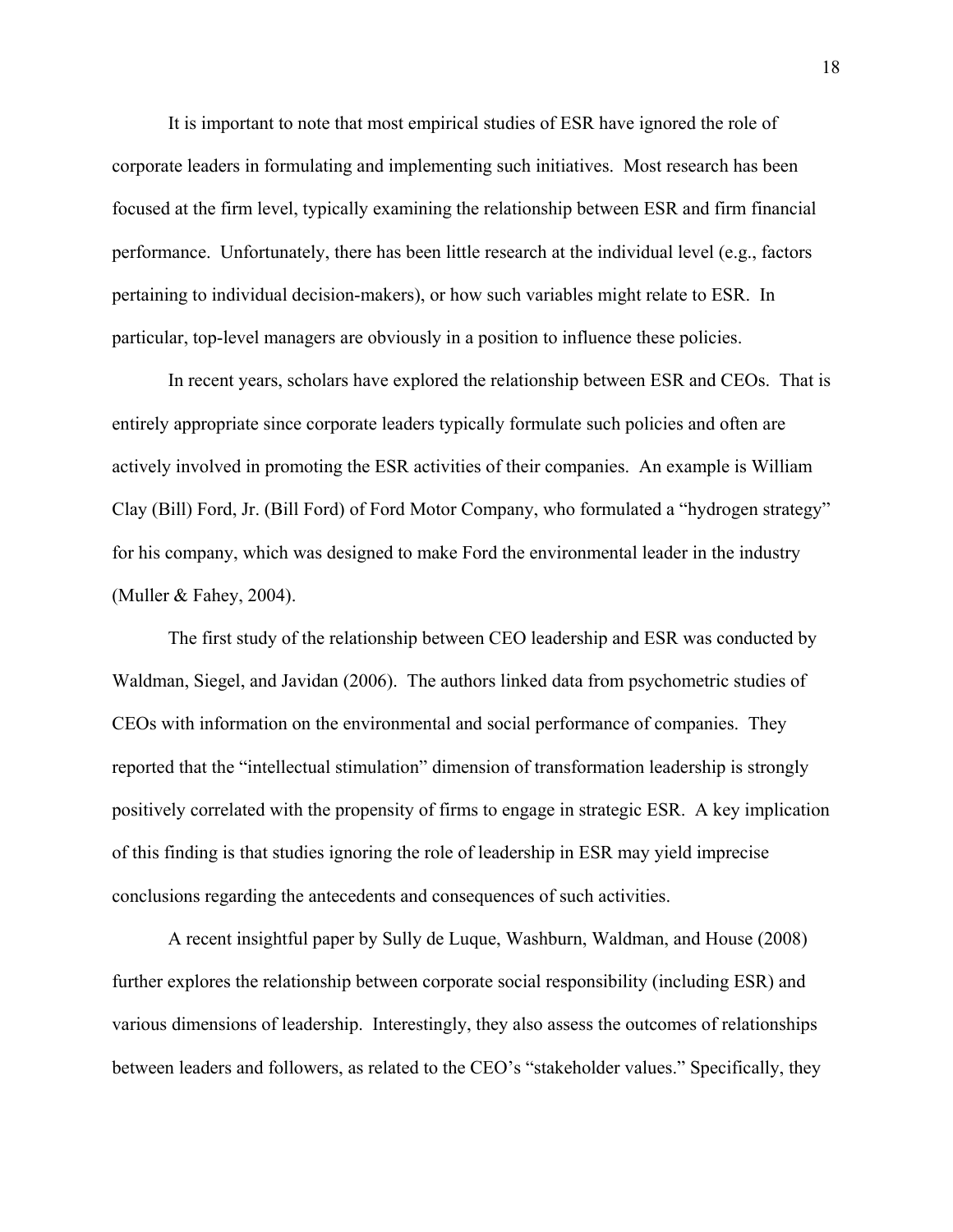It is important to note that most empirical studies of ESR have ignored the role of corporate leaders in formulating and implementing such initiatives. Most research has been focused at the firm level, typically examining the relationship between ESR and firm financial performance. Unfortunately, there has been little research at the individual level (e.g., factors pertaining to individual decision-makers), or how such variables might relate to ESR. In particular, top-level managers are obviously in a position to influence these policies.

In recent years, scholars have explored the relationship between ESR and CEOs. That is entirely appropriate since corporate leaders typically formulate such policies and often are actively involved in promoting the ESR activities of their companies. An example is William Clay (Bill) Ford, Jr. (Bill Ford) of Ford Motor Company, who formulated a "hydrogen strategy" for his company, which was designed to make Ford the environmental leader in the industry (Muller & Fahey, 2004).

The first study of the relationship between CEO leadership and ESR was conducted by Waldman, Siegel, and Javidan (2006). The authors linked data from psychometric studies of CEOs with information on the environmental and social performance of companies. They reported that the "intellectual stimulation" dimension of transformation leadership is strongly positively correlated with the propensity of firms to engage in strategic ESR. A key implication of this finding is that studies ignoring the role of leadership in ESR may yield imprecise conclusions regarding the antecedents and consequences of such activities.

A recent insightful paper by Sully de Luque, Washburn, Waldman, and House (2008) further explores the relationship between corporate social responsibility (including ESR) and various dimensions of leadership. Interestingly, they also assess the outcomes of relationships between leaders and followers, as related to the CEO's "stakeholder values." Specifically, they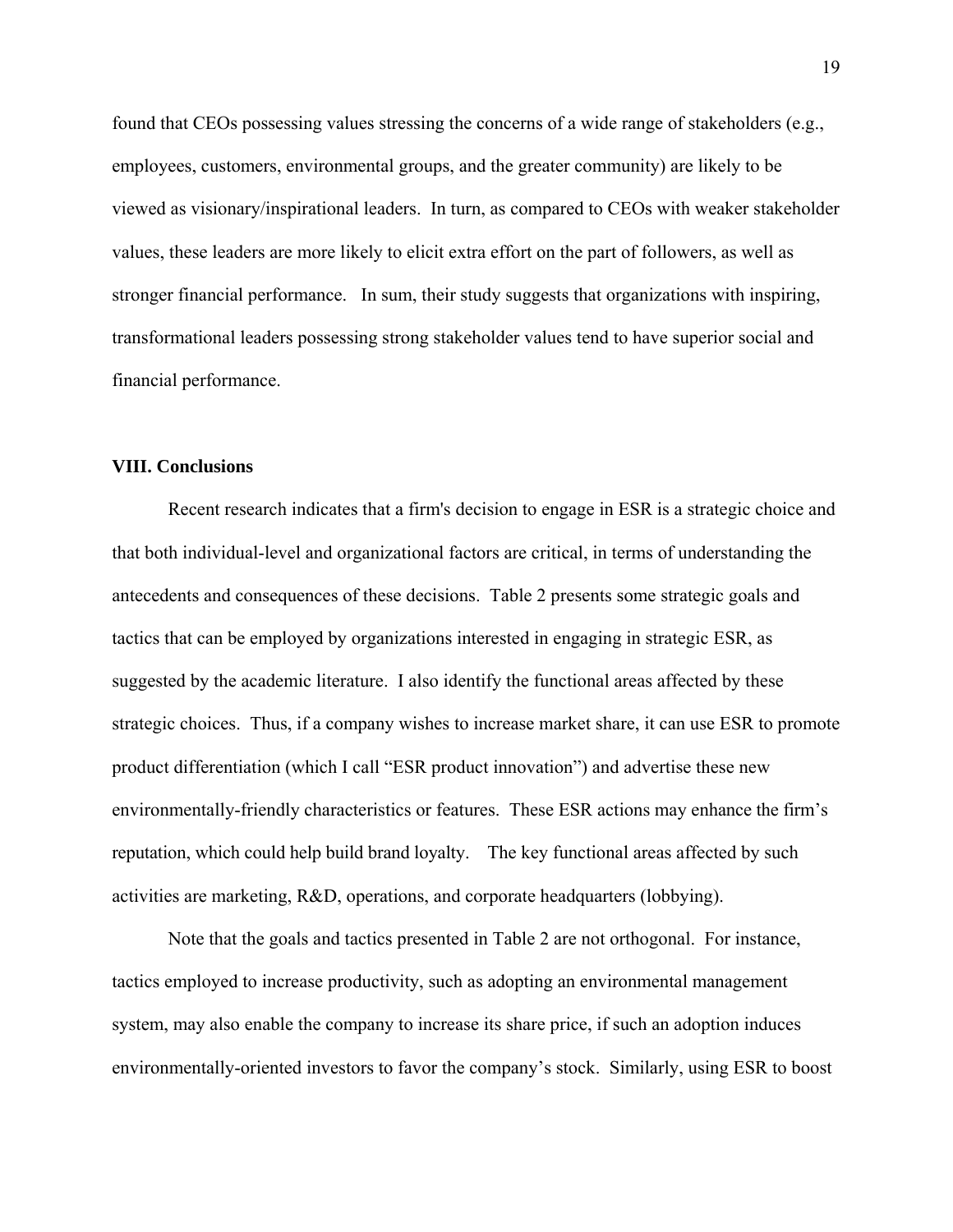found that CEOs possessing values stressing the concerns of a wide range of stakeholders (e.g., employees, customers, environmental groups, and the greater community) are likely to be viewed as visionary/inspirational leaders. In turn, as compared to CEOs with weaker stakeholder values, these leaders are more likely to elicit extra effort on the part of followers, as well as stronger financial performance. In sum, their study suggests that organizations with inspiring, transformational leaders possessing strong stakeholder values tend to have superior social and financial performance.

## VIII. Conclusions

Recent research indicates that a firm's decision to engage in ESR is a strategic choice and that both individual-level and organizational factors are critical, in terms of understanding the antecedents and consequences of these decisions. Table 2 presents some strategic goals and tactics that can be employed by organizations interested in engaging in strategic ESR, as suggested by the academic literature. I also identify the functional areas affected by these strategic choices. Thus, if a company wishes to increase market share, it can use ESR to promote product differentiation (which I call "ESR product innovation") and advertise these new environmentally-friendly characteristics or features. These ESR actions may enhance the firm's reputation, which could help build brand loyalty. The key functional areas affected by such activities are marketing, R&D, operations, and corporate headquarters (lobbying).

Note that the goals and tactics presented in Table 2 are not orthogonal. For instance, tactics employed to increase productivity, such as adopting an environmental management system, may also enable the company to increase its share price, if such an adoption induces environmentally-oriented investors to favor the company's stock. Similarly, using ESR to boost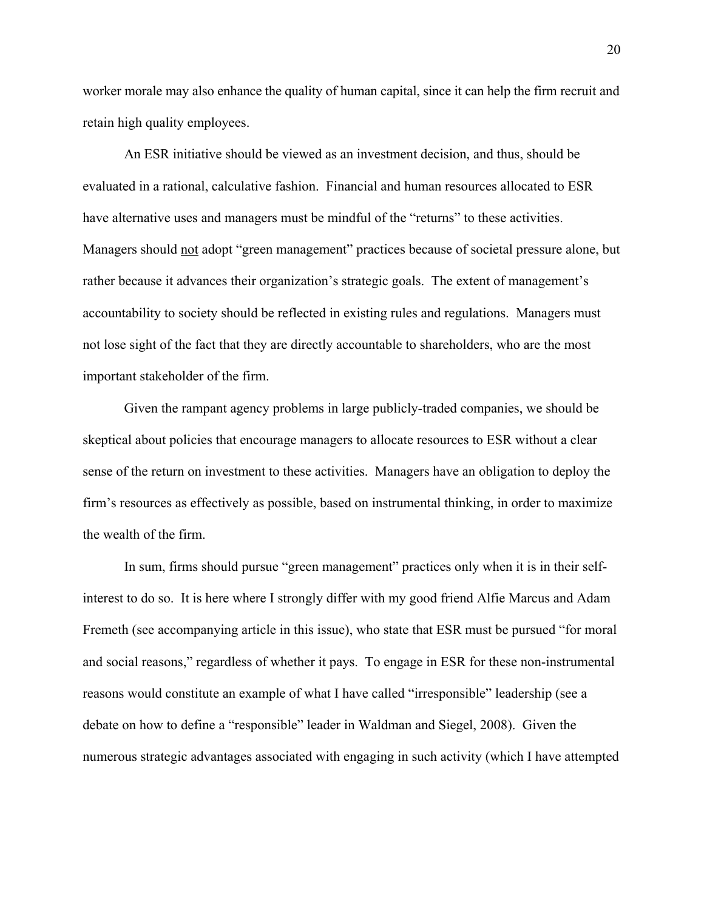worker morale may also enhance the quality of human capital, since it can help the firm recruit and retain high quality employees.

An ESR initiative should be viewed as an investment decision, and thus, should be evaluated in a rational, calculative fashion. Financial and human resources allocated to ESR have alternative uses and managers must be mindful of the "returns" to these activities. Managers should <u>not</u> adopt "green management" practices because of societal pressure alone, but rather because it advances their organization's strategic goals. The extent of management's accountability to society should be reflected in existing rules and regulations. Managers must not lose sight of the fact that they are directly accountable to shareholders, who are the most important stakeholder of the firm.

Given the rampant agency problems in large publicly-traded companies, we should be skeptical about policies that encourage managers to allocate resources to ESR without a clear sense of the return on investment to these activities. Managers have an obligation to deploy the firm's resources as effectively as possible, based on instrumental thinking, in order to maximize the wealth of the firm.

In sum, firms should pursue "green management" practices only when it is in their self-interest to do so. It is here where I strongly differ with my good friend Alfie Marcus and Adam Fremeth (see accompanying article in this issue), who state that ESR must be pursued "for moral and social reasons," regardless of whether it pays. To engage in ESR for these non-instrumental reasons would constitute an example of what I have called "irresponsible" leadership (see a debate on how to define a "responsible" leader in Waldman and Siegel, 2008). Given the numerous strategic advantages associated with engaging in such activity (which I have attempted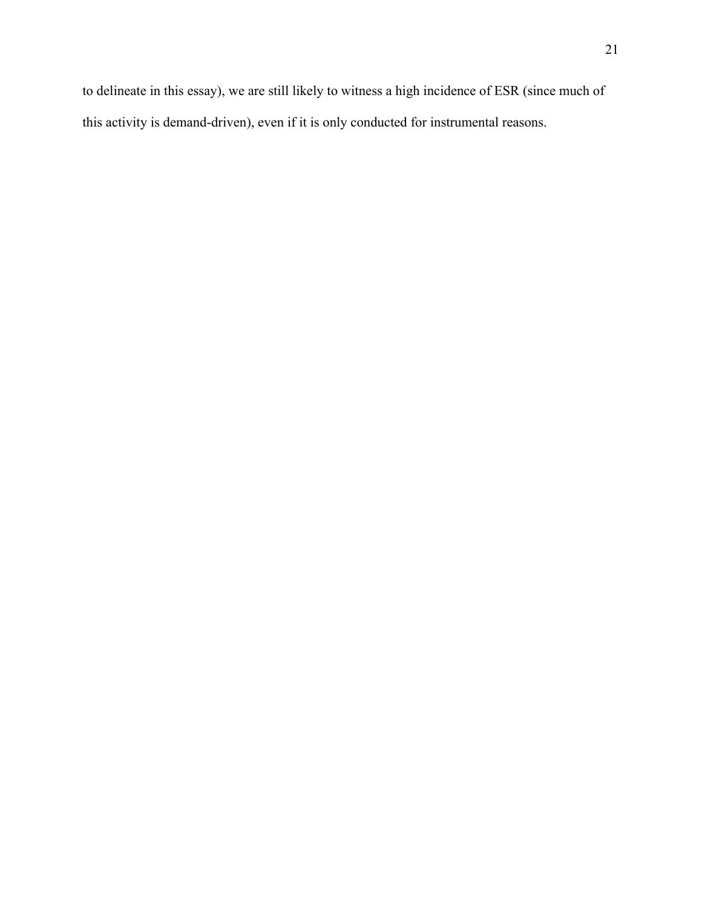to delineate in this essay), we are still likely to witness a high incidence of ESR (since much of this activity is demand-driven), even if it is only conducted for instrumental reasons.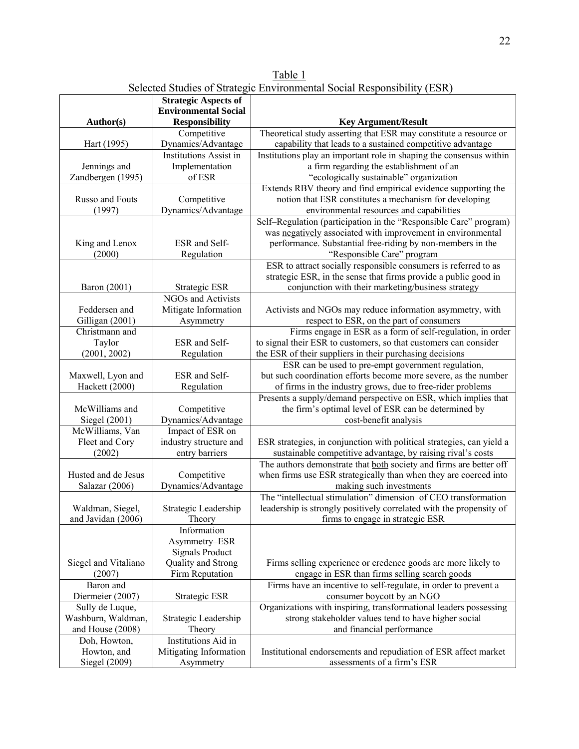Table 1

Selected Studies of Strategic Environmental Social Responsibility (ESR)

| Author(s) | Strategic Aspects of Environmental Social Responsibility | Key Argument/Result |
|---|---|---|
| Hart (1995) | Competitive Dynamics/Advantage | Theoretical study asserting that ESR may constitute a resource or capability that leads to a sustained competitive advantage |
| Jennings and Zandbergen (1995) | Institutions Assist in Implementation of ESR | Institutions play an important role in shaping the consensus within a firm regarding the establishment of an "ecologically sustainable" organization |
| Russo and Fouts (1997) | Competitive Dynamics/Advantage | Extends RBV theory and find empirical evidence supporting the notion that ESR constitutes a mechanism for developing environmental resources and capabilities |
| King and Lenox (2000) | ESR and Self-Regulation | Self–Regulation (participation in the "Responsible Care" program) was <u>negatively</u> associated with improvement in environmental performance. Substantial free-riding by non-members in the "Responsible Care" program |
| Baron (2001) | Strategic ESR | ESR to attract socially responsible consumers is referred to as strategic ESR, in the sense that firms provide a public good in conjunction with their marketing/business strategy |
| Feddersen and Gilligan (2001) | NGOs and Activists Mitigate Information Asymmetry | Activists and NGOs may reduce information asymmetry, with respect to ESR, on the part of consumers |
| Christmann and Taylor (2001, 2002) | ESR and Self-Regulation | Firms engage in ESR as a form of self-regulation, in order to signal their ESR to customers, so that customers can consider the ESR of their suppliers in their purchasing decisions |
| Maxwell, Lyon and Hackett (2000) | ESR and Self-Regulation | ESR can be used to pre-empt government regulation, but such coordination efforts become more severe, as the number of firms in the industry grows, due to free-rider problems |
| McWilliams and Siegel (2001) | Competitive Dynamics/Advantage | Presents a supply/demand perspective on ESR, which implies that the firm's optimal level of ESR can be determined by cost-benefit analysis |
| McWilliams, Van Fleet and Cory (2002) | Impact of ESR on industry structure and entry barriers | ESR strategies, in conjunction with political strategies, can yield a sustainable competitive advantage, by raising rival's costs |
| Husted and de Jesus Salazar (2006) | Competitive Dynamics/Advantage | The authors demonstrate that <u>both</u> society and firms are better off when firms use ESR strategically than when they are coerced into making such investments |
| Waldman, Siegel, and Javidan (2006) | Strategic Leadership Theory | The "intellectual stimulation" dimension of CEO transformation leadership is strongly positively correlated with the propensity of firms to engage in strategic ESR |
| Siegel and Vitaliano (2007) | Information Asymmetry–ESR Signals Product Quality and Strong Firm Reputation | Firms selling experience or credence goods are more likely to engage in ESR than firms selling search goods |
| Baron and Diermeier (2007) | Strategic ESR | Firms have an incentive to self-regulate, in order to prevent a consumer boycott by an NGO |
| Sully de Luque, Washburn, Waldman, and House (2008) | Strategic Leadership Theory | Organizations with inspiring, transformational leaders possessing strong stakeholder values tend to have higher social and financial performance |
| Doh, Howton, Howton, and Siegel (2009) | Institutions Aid in Mitigating Information Asymmetry | Institutional endorsements and repudiation of ESR affect market assessments of a firm's ESR |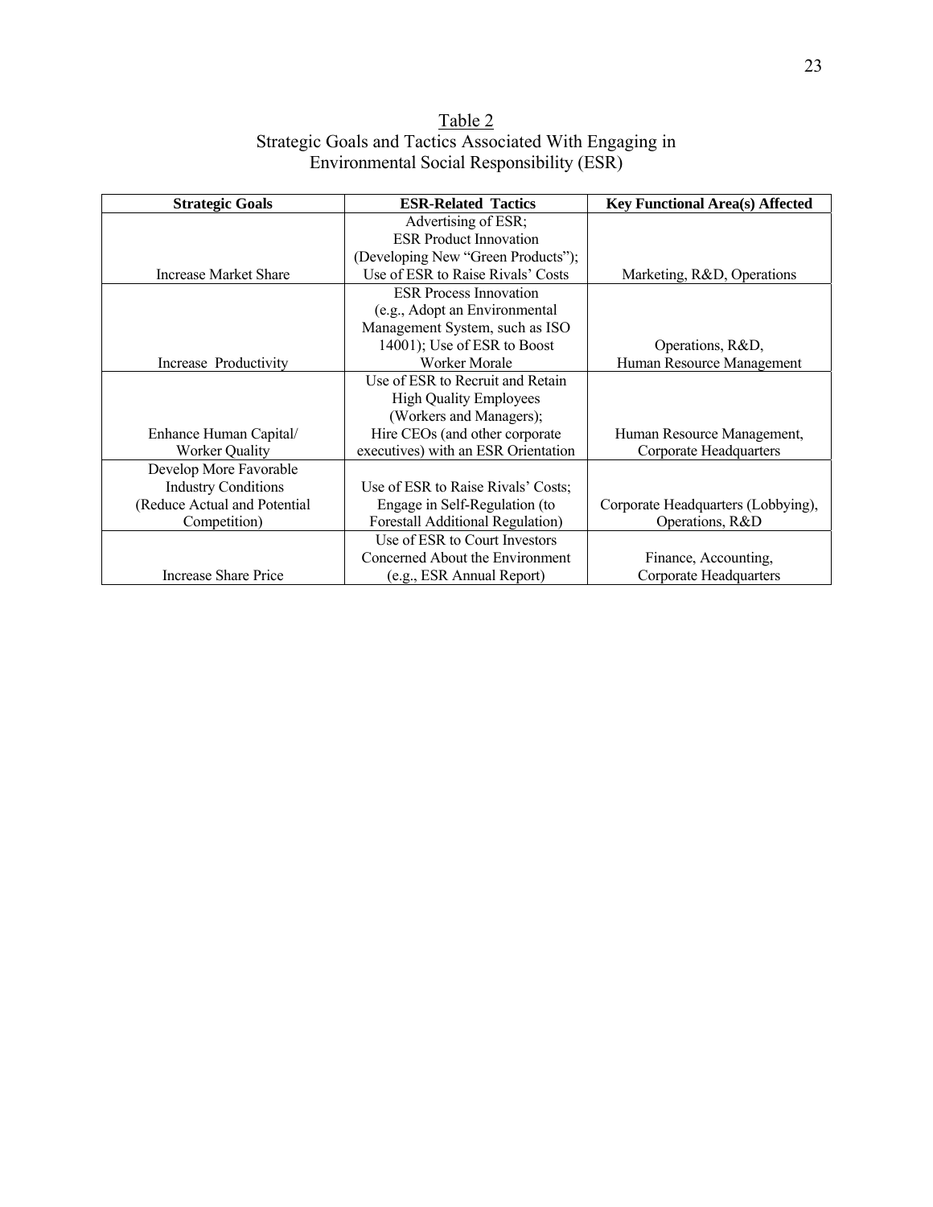Table 2
Strategic Goals and Tactics Associated With Engaging in Environmental Social Responsibility (ESR)

| **Strategic Goals** | **ESR-Related Tactics** | **Key Functional Area(s) Affected** |
|---|---|---|
| Increase Market Share | Advertising of ESR; ESR Product Innovation (Developing New "Green Products"); Use of ESR to Raise Rivals' Costs | Marketing, R&D, Operations |
| Increase Productivity | ESR Process Innovation (e.g., Adopt an Environmental Management System, such as ISO 14001); Use of ESR to Boost Worker Morale | Operations, R&D, Human Resource Management |
| Enhance Human Capital/ Worker Quality | Use of ESR to Recruit and Retain High Quality Employees (Workers and Managers); Hire CEOs (and other corporate executives) with an ESR Orientation | Human Resource Management, Corporate Headquarters |
| Develop More Favorable Industry Conditions (Reduce Actual and Potential Competition) | Use of ESR to Raise Rivals' Costs; Engage in Self-Regulation (to Forestall Additional Regulation) | Corporate Headquarters (Lobbying), Operations, R&D |
| Increase Share Price | Use of ESR to Court Investors Concerned About the Environment (e.g., ESR Annual Report) | Finance, Accounting, Corporate Headquarters |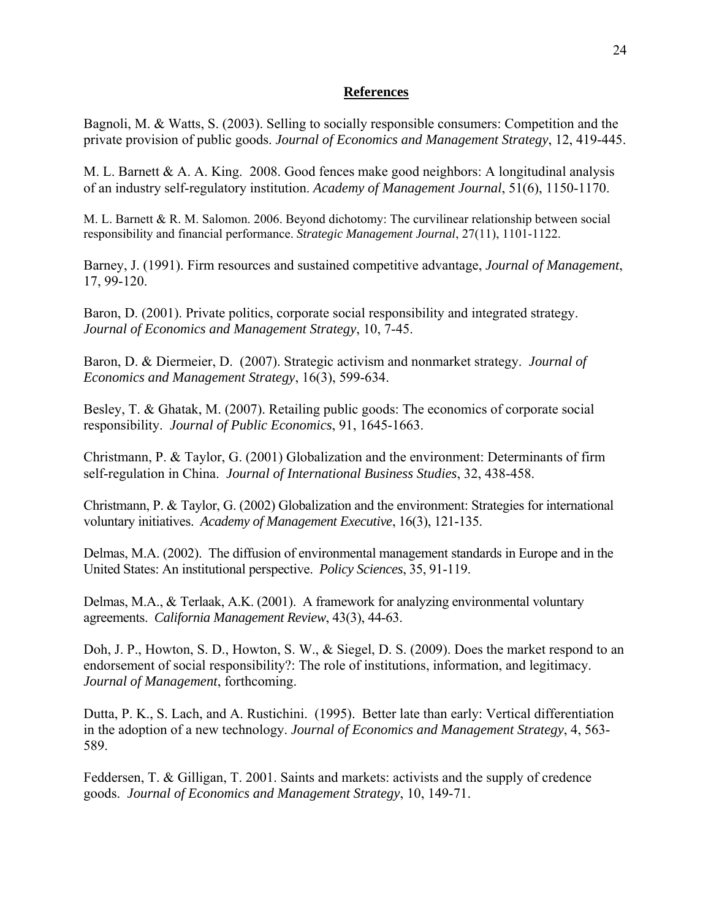## References

Bagnoli, M. & Watts, S. (2003). Selling to socially responsible consumers: Competition and the private provision of public goods. *Journal of Economics and Management Strategy*, 12, 419-445.

M. L. Barnett & A. A. King. 2008. Good fences make good neighbors: A longitudinal analysis of an industry self-regulatory institution. *Academy of Management Journal*, 51(6), 1150-1170.

M. L. Barnett & R. M. Salomon. 2006. Beyond dichotomy: The curvilinear relationship between social responsibility and financial performance. *Strategic Management Journal*, 27(11), 1101-1122.

Barney, J. (1991). Firm resources and sustained competitive advantage, *Journal of Management*, 17, 99-120.

Baron, D. (2001). Private politics, corporate social responsibility and integrated strategy. *Journal of Economics and Management Strategy*, 10, 7-45.

Baron, D. & Diermeier, D. (2007). Strategic activism and nonmarket strategy. *Journal of Economics and Management Strategy*, 16(3), 599-634.

Besley, T. & Ghatak, M. (2007). Retailing public goods: The economics of corporate social responsibility. *Journal of Public Economics*, 91, 1645-1663.

Christmann, P. & Taylor, G. (2001) Globalization and the environment: Determinants of firm self-regulation in China. *Journal of International Business Studies*, 32, 438-458.

Christmann, P. & Taylor, G. (2002) Globalization and the environment: Strategies for international voluntary initiatives. *Academy of Management Executive*, 16(3), 121-135.

Delmas, M.A. (2002). The diffusion of environmental management standards in Europe and in the United States: An institutional perspective. *Policy Sciences*, 35, 91-119.

Delmas, M.A., & Terlaak, A.K. (2001). A framework for analyzing environmental voluntary agreements. *California Management Review*, 43(3), 44-63.

Doh, J. P., Howton, S. D., Howton, S. W., & Siegel, D. S. (2009). Does the market respond to an endorsement of social responsibility?: The role of institutions, information, and legitimacy. *Journal of Management*, forthcoming.

Dutta, P. K., S. Lach, and A. Rustichini. (1995). Better late than early: Vertical differentiation in the adoption of a new technology. *Journal of Economics and Management Strategy*, 4, 563-589.

Feddersen, T. & Gilligan, T. 2001. Saints and markets: activists and the supply of credence goods. *Journal of Economics and Management Strategy*, 10, 149-71.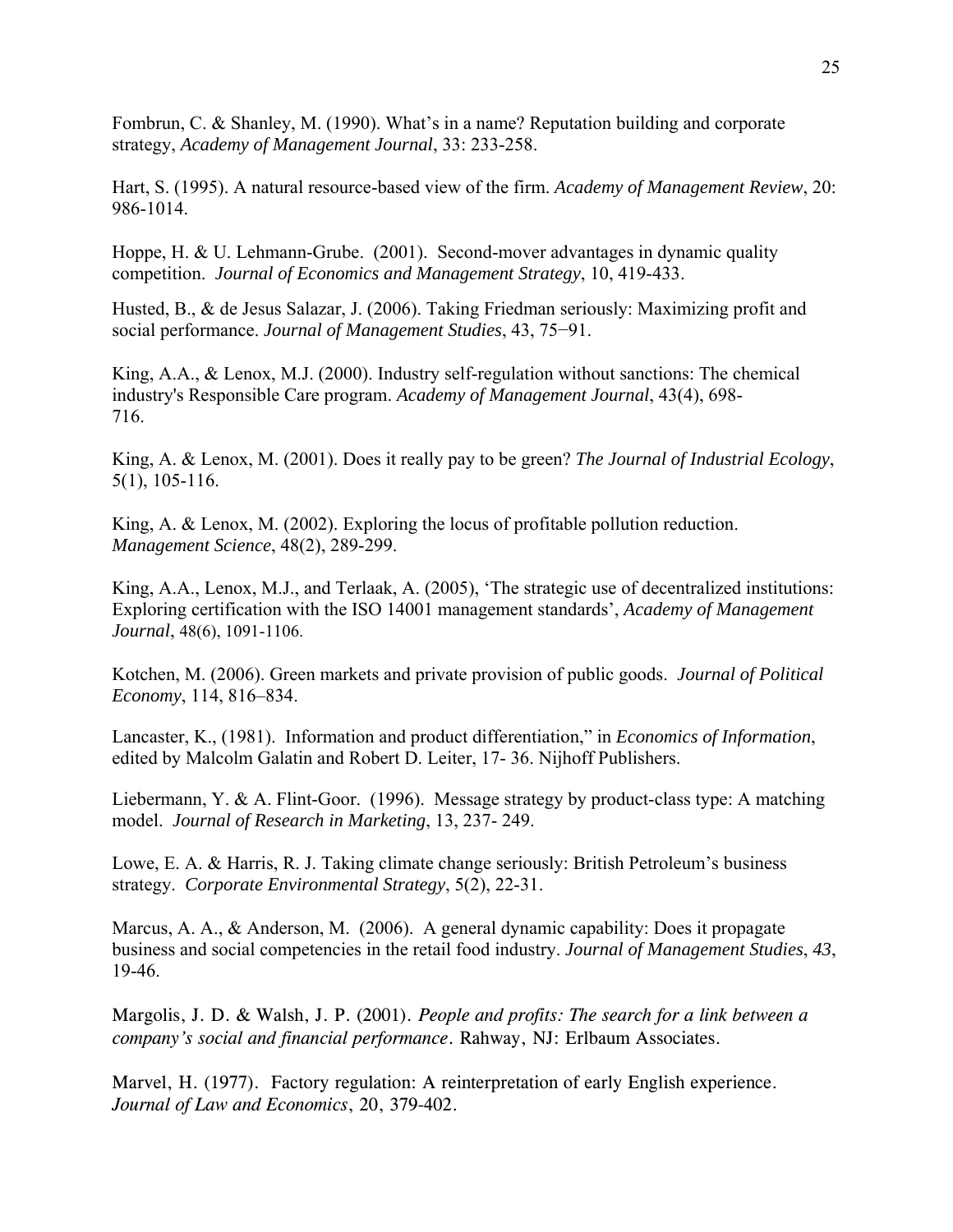Fombrun, C. & Shanley, M. (1990). What's in a name? Reputation building and corporate strategy, *Academy of Management Journal*, 33: 233-258.

Hart, S. (1995). A natural resource-based view of the firm. *Academy of Management Review*, 20: 986-1014.

Hoppe, H. & U. Lehmann-Grube. (2001). Second-mover advantages in dynamic quality competition. *Journal of Economics and Management Strategy*, 10, 419-433.

Husted, B., & de Jesus Salazar, J. (2006). Taking Friedman seriously: Maximizing profit and social performance. *Journal of Management Studies*, 43, 75−91.

King, A.A., & Lenox, M.J. (2000). Industry self-regulation without sanctions: The chemical industry's Responsible Care program. *Academy of Management Journal*, 43(4), 698-716.

King, A. & Lenox, M. (2001). Does it really pay to be green? *The Journal of Industrial Ecology*, 5(1), 105-116.

King, A. & Lenox, M. (2002). Exploring the locus of profitable pollution reduction. *Management Science*, 48(2), 289-299.

King, A.A., Lenox, M.J., and Terlaak, A. (2005), 'The strategic use of decentralized institutions: Exploring certification with the ISO 14001 management standards', *Academy of Management Journal*, 48(6), 1091-1106.

Kotchen, M. (2006). Green markets and private provision of public goods. *Journal of Political Economy*, 114, 816–834.

Lancaster, K., (1981). Information and product differentiation," in *Economics of Information*, edited by Malcolm Galatin and Robert D. Leiter, 17- 36. Nijhoff Publishers.

Liebermann, Y. & A. Flint-Goor. (1996). Message strategy by product-class type: A matching model. *Journal of Research in Marketing*, 13, 237- 249.

Lowe, E. A. & Harris, R. J. Taking climate change seriously: British Petroleum's business strategy. *Corporate Environmental Strategy*, 5(2), 22-31.

Marcus, A. A., & Anderson, M. (2006). A general dynamic capability: Does it propagate business and social competencies in the retail food industry. *Journal of Management Studies*, *43*, 19-46.

Margolis, J. D. & Walsh, J. P. (2001). *People and profits: The search for a link between a company's social and financial performance*. Rahway, NJ: Erlbaum Associates.

Marvel, H. (1977). Factory regulation: A reinterpretation of early English experience. *Journal of Law and Economics*, 20, 379-402.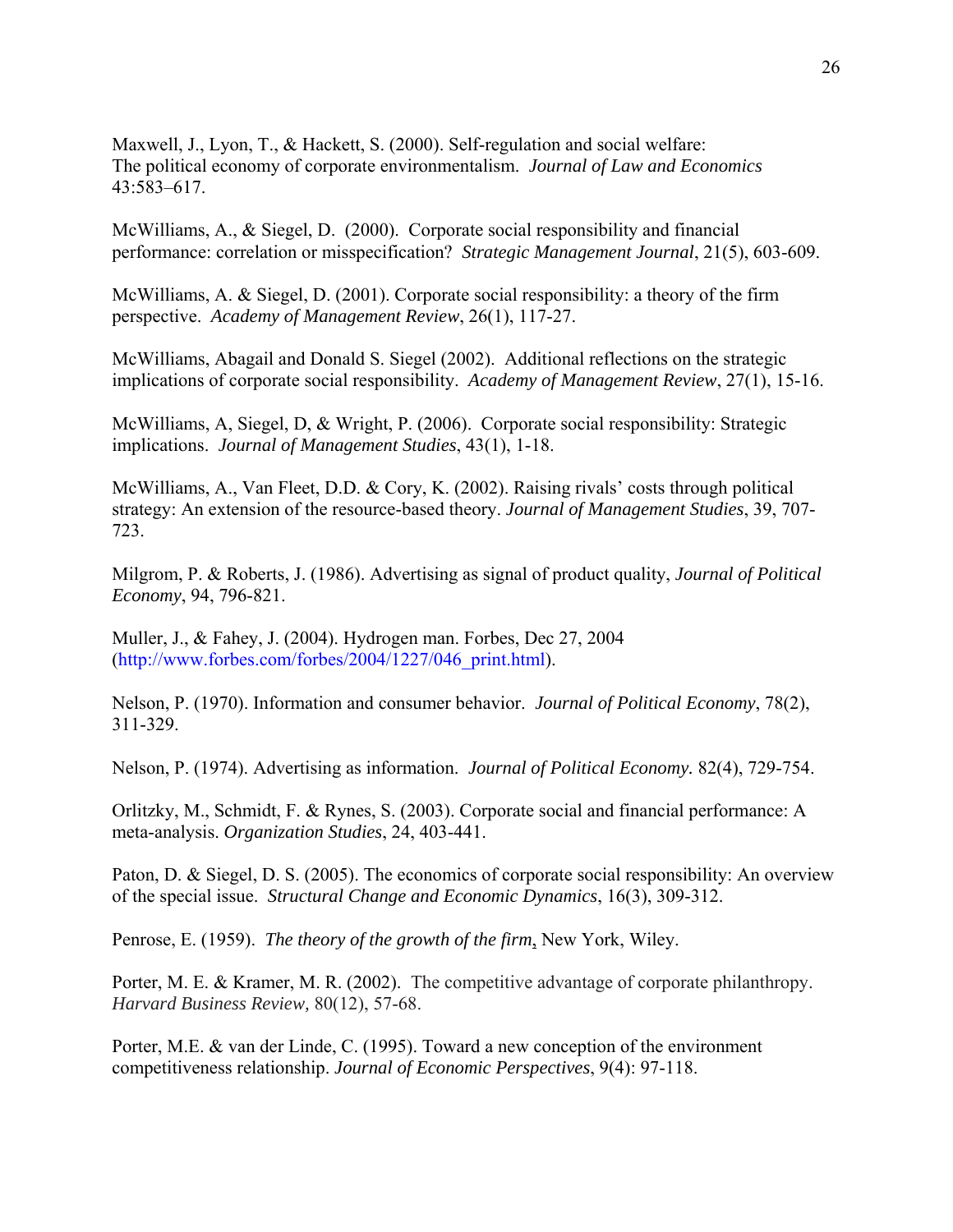Maxwell, J., Lyon, T., & Hackett, S. (2000). Self-regulation and social welfare: The political economy of corporate environmentalism. *Journal of Law and Economics* 43:583–617.

McWilliams, A., & Siegel, D. (2000). Corporate social responsibility and financial performance: correlation or misspecification? *Strategic Management Journal*, 21(5), 603-609.

McWilliams, A. & Siegel, D. (2001). Corporate social responsibility: a theory of the firm perspective. *Academy of Management Review*, 26(1), 117-27.

McWilliams, Abagail and Donald S. Siegel (2002). Additional reflections on the strategic implications of corporate social responsibility. *Academy of Management Review*, 27(1), 15-16.

McWilliams, A, Siegel, D, & Wright, P. (2006). Corporate social responsibility: Strategic implications. *Journal of Management Studies*, 43(1), 1-18.

McWilliams, A., Van Fleet, D.D. & Cory, K. (2002). Raising rivals' costs through political strategy: An extension of the resource-based theory. *Journal of Management Studies*, 39, 707-723.

Milgrom, P. & Roberts, J. (1986). Advertising as signal of product quality, *Journal of Political Economy*, 94, 796-821.

Muller, J., & Fahey, J. (2004). Hydrogen man. Forbes, Dec 27, 2004 (http://www.forbes.com/forbes/2004/1227/046_print.html).

Nelson, P. (1970). Information and consumer behavior. *Journal of Political Economy*, 78(2), 311-329.

Nelson, P. (1974). Advertising as information. *Journal of Political Economy.* 82(4), 729-754.

Orlitzky, M., Schmidt, F. & Rynes, S. (2003). Corporate social and financial performance: A meta-analysis. *Organization Studies*, 24, 403-441.

Paton, D. & Siegel, D. S. (2005). The economics of corporate social responsibility: An overview of the special issue. *Structural Change and Economic Dynamics*, 16(3), 309-312.

Penrose, E. (1959). *The theory of the growth of the firm*, New York, Wiley.

Porter, M. E. & Kramer, M. R. (2002). The competitive advantage of corporate philanthropy. *Harvard Business Review,* 80(12), 57-68.

Porter, M.E. & van der Linde, C. (1995). Toward a new conception of the environment competitiveness relationship. *Journal of Economic Perspectives*, 9(4): 97-118.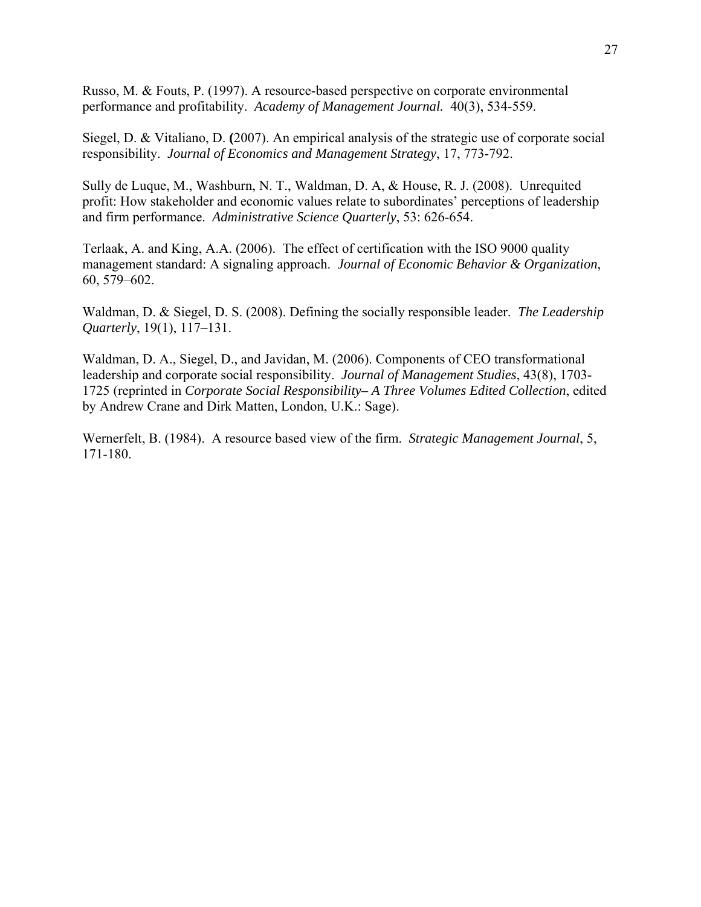Russo, M. & Fouts, P. (1997). A resource-based perspective on corporate environmental performance and profitability. *Academy of Management Journal.* 40(3), 534-559.

Siegel, D. & Vitaliano, D. **(**2007). An empirical analysis of the strategic use of corporate social responsibility. *Journal of Economics and Management Strategy*, 17, 773-792.

Sully de Luque, M., Washburn, N. T., Waldman, D. A, & House, R. J. (2008). Unrequited profit: How stakeholder and economic values relate to subordinates' perceptions of leadership and firm performance. *Administrative Science Quarterly*, 53: 626-654.

Terlaak, A. and King, A.A. (2006). The effect of certification with the ISO 9000 quality management standard: A signaling approach. *Journal of Economic Behavior & Organization*, 60, 579–602.

Waldman, D. & Siegel, D. S. (2008). Defining the socially responsible leader. *The Leadership Quarterly*, 19(1), 117–131.

Waldman, D. A., Siegel, D., and Javidan, M. (2006). Components of CEO transformational leadership and corporate social responsibility. *Journal of Management Studies*, 43(8), 1703-1725 (reprinted in *Corporate Social Responsibility– A Three Volumes Edited Collection*, edited by Andrew Crane and Dirk Matten, London, U.K.: Sage).

Wernerfelt, B. (1984). A resource based view of the firm. *Strategic Management Journal*, 5, 171-180.